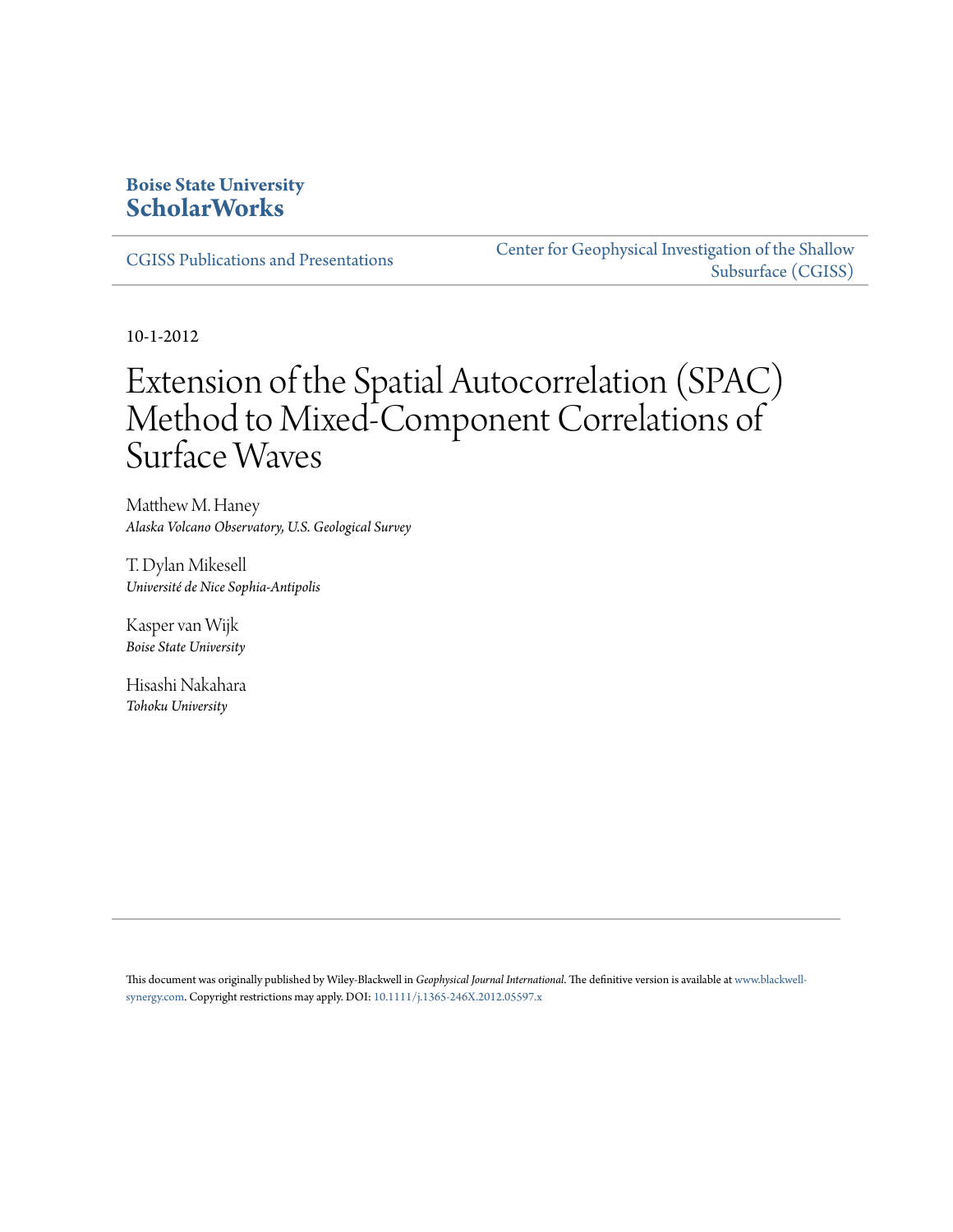**Boise State University**
**ScholarWorks**

CGISS Publications and Presentations

Center for Geophysical Investigation of the Shallow Subsurface (CGISS)

10-1-2012

# Extension of the Spatial Autocorrelation (SPAC) Method to Mixed-Component Correlations of Surface Waves

Matthew M. Haney
*Alaska Volcano Observatory, U.S. Geological Survey*

T. Dylan Mikesell
*Université de Nice Sophia-Antipolis*

Kasper van Wijk
*Boise State University*

Hisashi Nakahara
*Tohoku University*

This document was originally published by Wiley-Blackwell in *Geophysical Journal International*. The definitive version is available at www.blackwell-synergy.com. Copyright restrictions may apply. DOI: 10.1111/j.1365-246X.2012.05597.x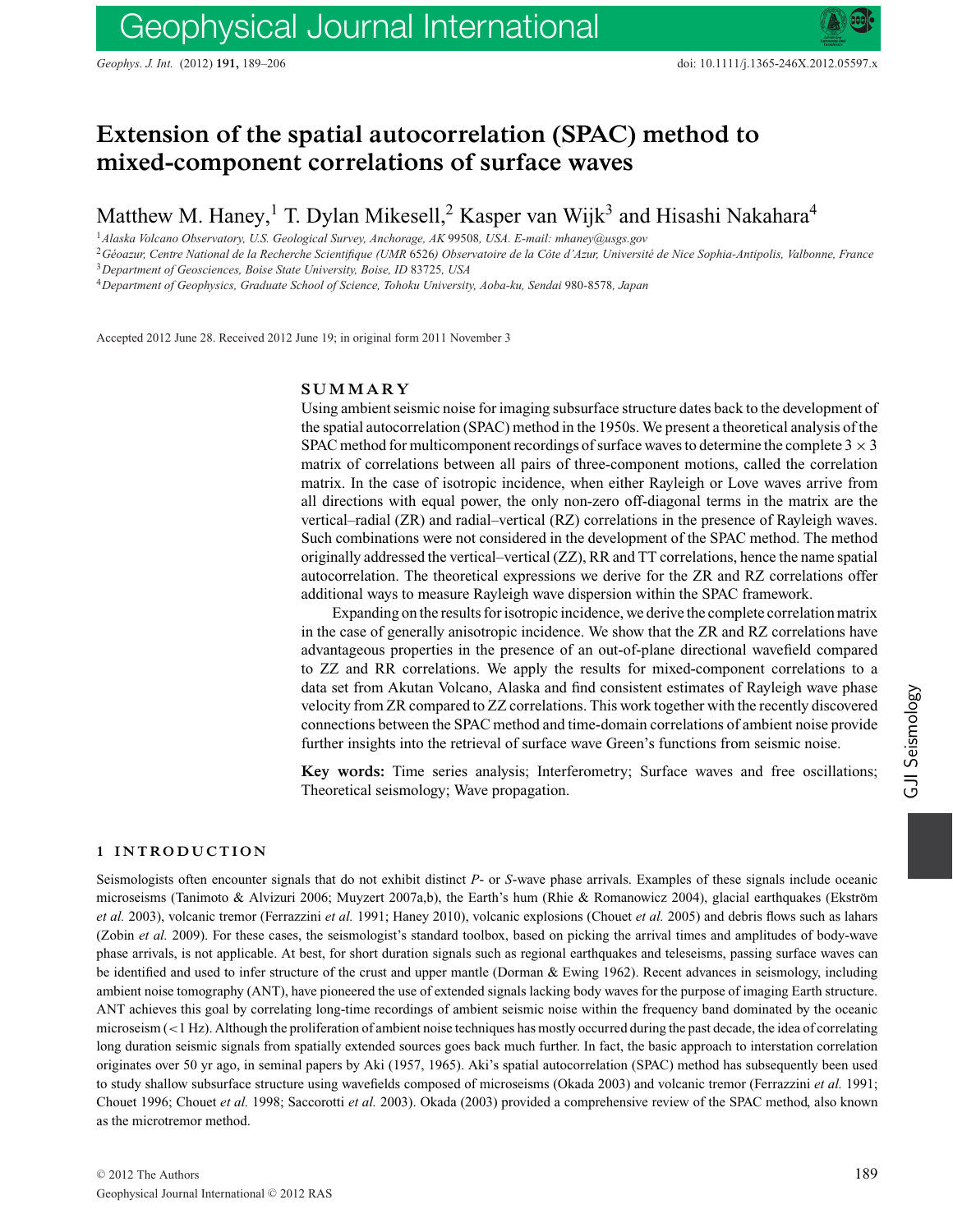# Extension of the spatial autocorrelation (SPAC) method to mixed-component correlations of surface waves

Matthew M. Haney,[1] T. Dylan Mikesell,[2] Kasper van Wijk[3] and Hisashi Nakahara[4]

[1] *Alaska Volcano Observatory, U.S. Geological Survey, Anchorage, AK* 99508*, USA. E-mail: mhaney@usgs.gov*
[2] *Géoazur, Centre National de la Recherche Scientifique (UMR* 6526*) Observatoire de la Côte d'Azur, Université de Nice Sophia-Antipolis, Valbonne, France*
[3] *Department of Geosciences, Boise State University, Boise, ID* 83725*, USA*
[4] *Department of Geophysics, Graduate School of Science, Tohoku University, Aoba-ku, Sendai* 980-8578*, Japan*

Accepted 2012 June 28. Received 2012 June 19; in original form 2011 November 3

## SUMMARY

Using ambient seismic noise for imaging subsurface structure dates back to the development of the spatial autocorrelation (SPAC) method in the 1950s. We present a theoretical analysis of the SPAC method for multicomponent recordings of surface waves to determine the complete $3 \times 3$ matrix of correlations between all pairs of three-component motions, called the correlation matrix. In the case of isotropic incidence, when either Rayleigh or Love waves arrive from all directions with equal power, the only non-zero off-diagonal terms in the matrix are the vertical–radial (ZR) and radial–vertical (RZ) correlations in the presence of Rayleigh waves. Such combinations were not considered in the development of the SPAC method. The method originally addressed the vertical–vertical (ZZ), RR and TT correlations, hence the name spatial autocorrelation. The theoretical expressions we derive for the ZR and RZ correlations offer additional ways to measure Rayleigh wave dispersion within the SPAC framework.

Expanding on the results for isotropic incidence, we derive the complete correlation matrix in the case of generally anisotropic incidence. We show that the ZR and RZ correlations have advantageous properties in the presence of an out-of-plane directional wavefield compared to ZZ and RR correlations. We apply the results for mixed-component correlations to a data set from Akutan Volcano, Alaska and find consistent estimates of Rayleigh wave phase velocity from ZR compared to ZZ correlations. This work together with the recently discovered connections between the SPAC method and time-domain correlations of ambient noise provide further insights into the retrieval of surface wave Green's functions from seismic noise.

**Key words:** Time series analysis; Interferometry; Surface waves and free oscillations; Theoretical seismology; Wave propagation.

## 1 INTRODUCTION

Seismologists often encounter signals that do not exhibit distinct *P*- or *S*-wave phase arrivals. Examples of these signals include oceanic microseisms (Tanimoto & Alvizuri 2006; Muyzert 2007a,b), the Earth's hum (Rhie & Romanowicz 2004), glacial earthquakes (Ekström *et al.* 2003), volcanic tremor (Ferrazzini *et al.* 1991; Haney 2010), volcanic explosions (Chouet *et al.* 2005) and debris flows such as lahars (Zobin *et al.* 2009). For these cases, the seismologist's standard toolbox, based on picking the arrival times and amplitudes of body-wave phase arrivals, is not applicable. At best, for short duration signals such as regional earthquakes and teleseisms, passing surface waves can be identified and used to infer structure of the crust and upper mantle (Dorman & Ewing 1962). Recent advances in seismology, including ambient noise tomography (ANT), have pioneered the use of extended signals lacking body waves for the purpose of imaging Earth structure. ANT achieves this goal by correlating long-time recordings of ambient seismic noise within the frequency band dominated by the oceanic microseism (<1 Hz). Although the proliferation of ambient noise techniques has mostly occurred during the past decade, the idea of correlating long duration seismic signals from spatially extended sources goes back much further. In fact, the basic approach to interstation correlation originates over 50 yr ago, in seminal papers by Aki (1957, 1965). Aki's spatial autocorrelation (SPAC) method has subsequently been used to study shallow subsurface structure using wavefields composed of microseisms (Okada 2003) and volcanic tremor (Ferrazzini *et al.* 1991; Chouet 1996; Chouet *et al.* 1998; Saccorotti *et al.* 2003). Okada (2003) provided a comprehensive review of the SPAC method, also known as the microtremor method.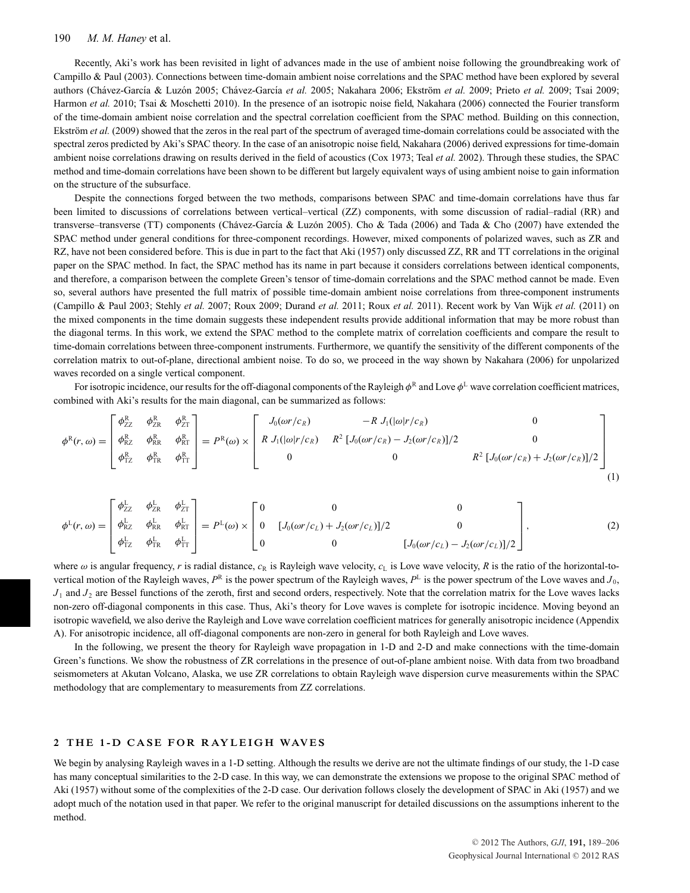Recently, Aki's work has been revisited in light of advances made in the use of ambient noise following the groundbreaking work of Campillo & Paul (2003). Connections between time-domain ambient noise correlations and the SPAC method have been explored by several authors (Chávez-García & Luzón 2005; Chávez-García *et al.* 2005; Nakahara 2006; Ekström *et al.* 2009; Prieto *et al.* 2009; Tsai 2009; Harmon *et al.* 2010; Tsai & Moschetti 2010). In the presence of an isotropic noise field, Nakahara (2006) connected the Fourier transform of the time-domain ambient noise correlation and the spectral correlation coefficient from the SPAC method. Building on this connection, Ekström *et al.* (2009) showed that the zeros in the real part of the spectrum of averaged time-domain correlations could be associated with the spectral zeros predicted by Aki's SPAC theory. In the case of an anisotropic noise field, Nakahara (2006) derived expressions for time-domain ambient noise correlations drawing on results derived in the field of acoustics (Cox 1973; Teal *et al.* 2002). Through these studies, the SPAC method and time-domain correlations have been shown to be different but largely equivalent ways of using ambient noise to gain information on the structure of the subsurface.

Despite the connections forged between the two methods, comparisons between SPAC and time-domain correlations have thus far been limited to discussions of correlations between vertical–vertical (ZZ) components, with some discussion of radial–radial (RR) and transverse–transverse (TT) components (Chávez-García & Luzón 2005). Cho & Tada (2006) and Tada & Cho (2007) have extended the SPAC method under general conditions for three-component recordings. However, mixed components of polarized waves, such as ZR and RZ, have not been considered before. This is due in part to the fact that Aki (1957) only discussed ZZ, RR and TT correlations in the original paper on the SPAC method. In fact, the SPAC method has its name in part because it considers correlations between identical components, and therefore, a comparison between the complete Green's tensor of time-domain correlations and the SPAC method cannot be made. Even so, several authors have presented the full matrix of possible time-domain ambient noise correlations from three-component instruments (Campillo & Paul 2003; Stehly *et al.* 2007; Roux 2009; Durand *et al.* 2011; Roux *et al.* 2011). Recent work by Van Wijk *et al.* (2011) on the mixed components in the time domain suggests these independent results provide additional information that may be more robust than the diagonal terms. In this work, we extend the SPAC method to the complete matrix of correlation coefficients and compare the result to time-domain correlations between three-component instruments. Furthermore, we quantify the sensitivity of the different components of the correlation matrix to out-of-plane, directional ambient noise. To do so, we proceed in the way shown by Nakahara (2006) for unpolarized waves recorded on a single vertical component.

For isotropic incidence, our results for the off-diagonal components of the Rayleigh $\phi^{\mathrm{R}}$ and Love $\phi^{\mathrm{L}}$ wave correlation coefficient matrices, combined with Aki's results for the main diagonal, can be summarized as follows:

$$\phi^{\mathrm{R}}(r,\omega) = \begin{bmatrix} \phi^{\mathrm{R}}_{\mathrm{ZZ}} & \phi^{\mathrm{R}}_{\mathrm{ZR}} & \phi^{\mathrm{R}}_{\mathrm{ZT}} \\ \phi^{\mathrm{R}}_{\mathrm{RZ}} & \phi^{\mathrm{R}}_{\mathrm{RR}} & \phi^{\mathrm{R}}_{\mathrm{RT}} \\ \phi^{\mathrm{R}}_{\mathrm{TZ}} & \phi^{\mathrm{R}}_{\mathrm{TR}} & \phi^{\mathrm{R}}_{\mathrm{TT}} \end{bmatrix} = P^{\mathrm{R}}(\omega) \times \begin{bmatrix} J_0(\omega r/c_R) & -R\, J_1(|\omega| r/c_R) & 0 \\ R\, J_1(|\omega| r/c_R) & R^2\,[J_0(\omega r/c_R) - J_2(\omega r/c_R)]/2 & 0 \\ 0 & 0 & R^2\,[J_0(\omega r/c_R) + J_2(\omega r/c_R)]/2 \end{bmatrix} \tag{1}$$

$$\phi^{\mathrm{L}}(r,\omega) = \begin{bmatrix} \phi^{\mathrm{L}}_{\mathrm{ZZ}} & \phi^{\mathrm{L}}_{\mathrm{ZR}} & \phi^{\mathrm{L}}_{\mathrm{ZT}} \\ \phi^{\mathrm{L}}_{\mathrm{RZ}} & \phi^{\mathrm{L}}_{\mathrm{RR}} & \phi^{\mathrm{L}}_{\mathrm{RT}} \\ \phi^{\mathrm{L}}_{\mathrm{TZ}} & \phi^{\mathrm{L}}_{\mathrm{TR}} & \phi^{\mathrm{L}}_{\mathrm{TT}} \end{bmatrix} = P^{\mathrm{L}}(\omega) \times \begin{bmatrix} 0 & 0 & 0 \\ 0 & [J_0(\omega r/c_L) + J_2(\omega r/c_L)]/2 & 0 \\ 0 & 0 & [J_0(\omega r/c_L) - J_2(\omega r/c_L)]/2 \end{bmatrix}, \tag{2}$$

where $\omega$ is angular frequency, $r$ is radial distance, $c_{\mathrm{R}}$ is Rayleigh wave velocity, $c_{\mathrm{L}}$ is Love wave velocity, $R$ is the ratio of the horizontal-to-vertical motion of the Rayleigh waves, $P^{\mathrm{R}}$ is the power spectrum of the Rayleigh waves, $P^{\mathrm{L}}$ is the power spectrum of the Love waves and $J_0$, $J_1$ and $J_2$ are Bessel functions of the zeroth, first and second orders, respectively. Note that the correlation matrix for the Love waves lacks non-zero off-diagonal components in this case. Thus, Aki's theory for Love waves is complete for isotropic incidence. Moving beyond an isotropic wavefield, we also derive the Rayleigh and Love wave correlation coefficient matrices for generally anisotropic incidence (Appendix A). For anisotropic incidence, all off-diagonal components are non-zero in general for both Rayleigh and Love waves.

In the following, we present the theory for Rayleigh wave propagation in 1-D and 2-D and make connections with the time-domain Green's functions. We show the robustness of ZR correlations in the presence of out-of-plane ambient noise. With data from two broadband seismometers at Akutan Volcano, Alaska, we use ZR correlations to obtain Rayleigh wave dispersion curve measurements within the SPAC methodology that are complementary to measurements from ZZ correlations.

## 2 THE 1-D CASE FOR RAYLEIGH WAVES

We begin by analysing Rayleigh waves in a 1-D setting. Although the results we derive are not the ultimate findings of our study, the 1-D case has many conceptual similarities to the 2-D case. In this way, we can demonstrate the extensions we propose to the original SPAC method of Aki (1957) without some of the complexities of the 2-D case. Our derivation follows closely the development of SPAC in Aki (1957) and we adopt much of the notation used in that paper. We refer to the original manuscript for detailed discussions on the assumptions inherent to the method.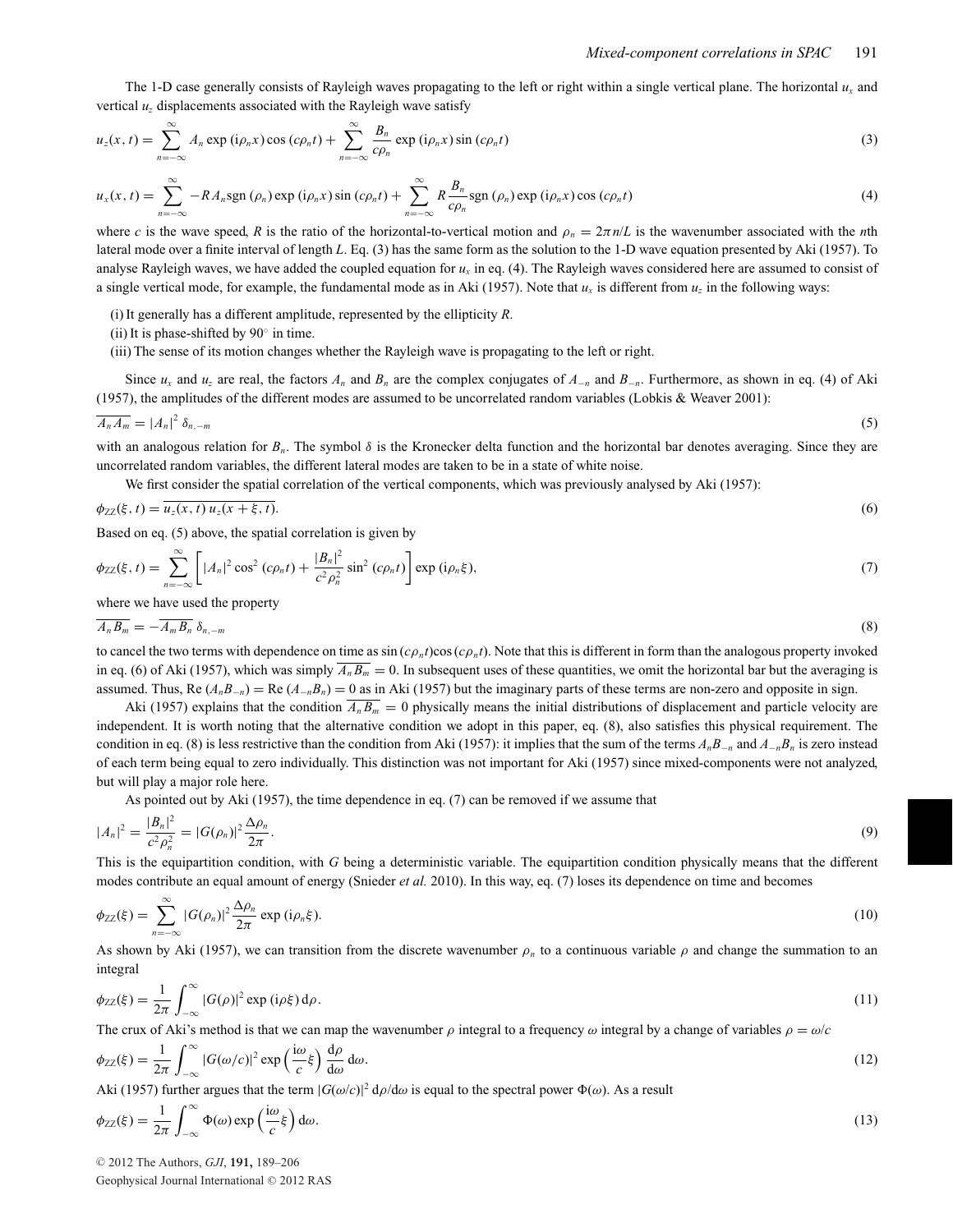The 1-D case generally consists of Rayleigh waves propagating to the left or right within a single vertical plane. The horizontal $u_x$ and vertical $u_z$ displacements associated with the Rayleigh wave satisfy

$$u_z(x,t) = \sum_{n=-\infty}^{\infty} A_n \exp(\mathrm{i}\rho_n x)\cos(c\rho_n t) + \sum_{n=-\infty}^{\infty} \frac{B_n}{c\rho_n} \exp(\mathrm{i}\rho_n x)\sin(c\rho_n t) \tag{3}$$

$$u_x(x,t) = \sum_{n=-\infty}^{\infty} -RA_n \operatorname{sgn}(\rho_n)\exp(\mathrm{i}\rho_n x)\sin(c\rho_n t) + \sum_{n=-\infty}^{\infty} R\frac{B_n}{c\rho_n}\operatorname{sgn}(\rho_n)\exp(\mathrm{i}\rho_n x)\cos(c\rho_n t) \tag{4}$$

where $c$ is the wave speed, $R$ is the ratio of the horizontal-to-vertical motion and $\rho_n = 2\pi n/L$ is the wavenumber associated with the $n$th lateral mode over a finite interval of length $L$. Eq. (3) has the same form as the solution to the 1-D wave equation presented by Aki (1957). To analyse Rayleigh waves, we have added the coupled equation for $u_x$ in eq. (4). The Rayleigh waves considered here are assumed to consist of a single vertical mode, for example, the fundamental mode as in Aki (1957). Note that $u_x$ is different from $u_z$ in the following ways:

(i) It generally has a different amplitude, represented by the ellipticity $R$.
(ii) It is phase-shifted by 90° in time.
(iii) The sense of its motion changes whether the Rayleigh wave is propagating to the left or right.

Since $u_x$ and $u_z$ are real, the factors $A_n$ and $B_n$ are the complex conjugates of $A_{-n}$ and $B_{-n}$. Furthermore, as shown in eq. (4) of Aki (1957), the amplitudes of the different modes are assumed to be uncorrelated random variables (Lobkis & Weaver 2001):

$$\overline{A_n A_m} = |A_n|^2\,\delta_{n,-m} \tag{5}$$

with an analogous relation for $B_n$. The symbol $\delta$ is the Kronecker delta function and the horizontal bar denotes averaging. Since they are uncorrelated random variables, the different lateral modes are taken to be in a state of white noise.

We first consider the spatial correlation of the vertical components, which was previously analysed by Aki (1957):

$$\phi_{ZZ}(\xi,t) = \overline{u_z(x,t)\,u_z(x+\xi,t)}. \tag{6}$$

Based on eq. (5) above, the spatial correlation is given by

$$\phi_{ZZ}(\xi,t) = \sum_{n=-\infty}^{\infty}\left[|A_n|^2\cos^2(c\rho_n t) + \frac{|B_n|^2}{c^2\rho_n^2}\sin^2(c\rho_n t)\right]\exp(\mathrm{i}\rho_n\xi), \tag{7}$$

where we have used the property

$$\overline{A_n B_m} = -\overline{A_m B_n}\,\delta_{n,-m} \tag{8}$$

to cancel the two terms with dependence on time as $\sin(c\rho_n t)\cos(c\rho_n t)$. Note that this is different in form than the analogous property invoked in eq. (6) of Aki (1957), which was simply $\overline{A_n B_m} = 0$. In subsequent uses of these quantities, we omit the horizontal bar but the averaging is assumed. Thus, $\mathrm{Re}\,(A_n B_{-n}) = \mathrm{Re}\,(A_{-n} B_n) = 0$ as in Aki (1957) but the imaginary parts of these terms are non-zero and opposite in sign.

Aki (1957) explains that the condition $\overline{A_n B_m} = 0$ physically means the initial distributions of displacement and particle velocity are independent. It is worth noting that the alternative condition we adopt in this paper, eq. (8), also satisfies this physical requirement. The condition in eq. (8) is less restrictive than the condition from Aki (1957): it implies that the sum of the terms $A_n B_{-n}$ and $A_{-n} B_n$ is zero instead of each term being equal to zero individually. This distinction was not important for Aki (1957) since mixed-components were not analyzed, but will play a major role here.

As pointed out by Aki (1957), the time dependence in eq. (7) can be removed if we assume that

$$|A_n|^2 = \frac{|B_n|^2}{c^2\rho_n^2} = |G(\rho_n)|^2\frac{\Delta\rho_n}{2\pi}. \tag{9}$$

This is the equipartition condition, with $G$ being a deterministic variable. The equipartition condition physically means that the different modes contribute an equal amount of energy (Snieder *et al.* 2010). In this way, eq. (7) loses its dependence on time and becomes

$$\phi_{ZZ}(\xi) = \sum_{n=-\infty}^{\infty} |G(\rho_n)|^2\frac{\Delta\rho_n}{2\pi}\exp(\mathrm{i}\rho_n\xi). \tag{10}$$

As shown by Aki (1957), we can transition from the discrete wavenumber $\rho_n$ to a continuous variable $\rho$ and change the summation to an integral

$$\phi_{ZZ}(\xi) = \frac{1}{2\pi}\int_{-\infty}^{\infty} |G(\rho)|^2\exp(\mathrm{i}\rho\xi)\,\mathrm{d}\rho. \tag{11}$$

The crux of Aki's method is that we can map the wavenumber $\rho$ integral to a frequency $\omega$ integral by a change of variables $\rho = \omega/c$

$$\phi_{ZZ}(\xi) = \frac{1}{2\pi}\int_{-\infty}^{\infty} |G(\omega/c)|^2\exp\left(\frac{\mathrm{i}\omega}{c}\xi\right)\frac{\mathrm{d}\rho}{\mathrm{d}\omega}\,\mathrm{d}\omega. \tag{12}$$

Aki (1957) further argues that the term $|G(\omega/c)|^2\,\mathrm{d}\rho/\mathrm{d}\omega$ is equal to the spectral power $\Phi(\omega)$. As a result

$$\phi_{ZZ}(\xi) = \frac{1}{2\pi}\int_{-\infty}^{\infty} \Phi(\omega)\exp\left(\frac{\mathrm{i}\omega}{c}\xi\right)\mathrm{d}\omega. \tag{13}$$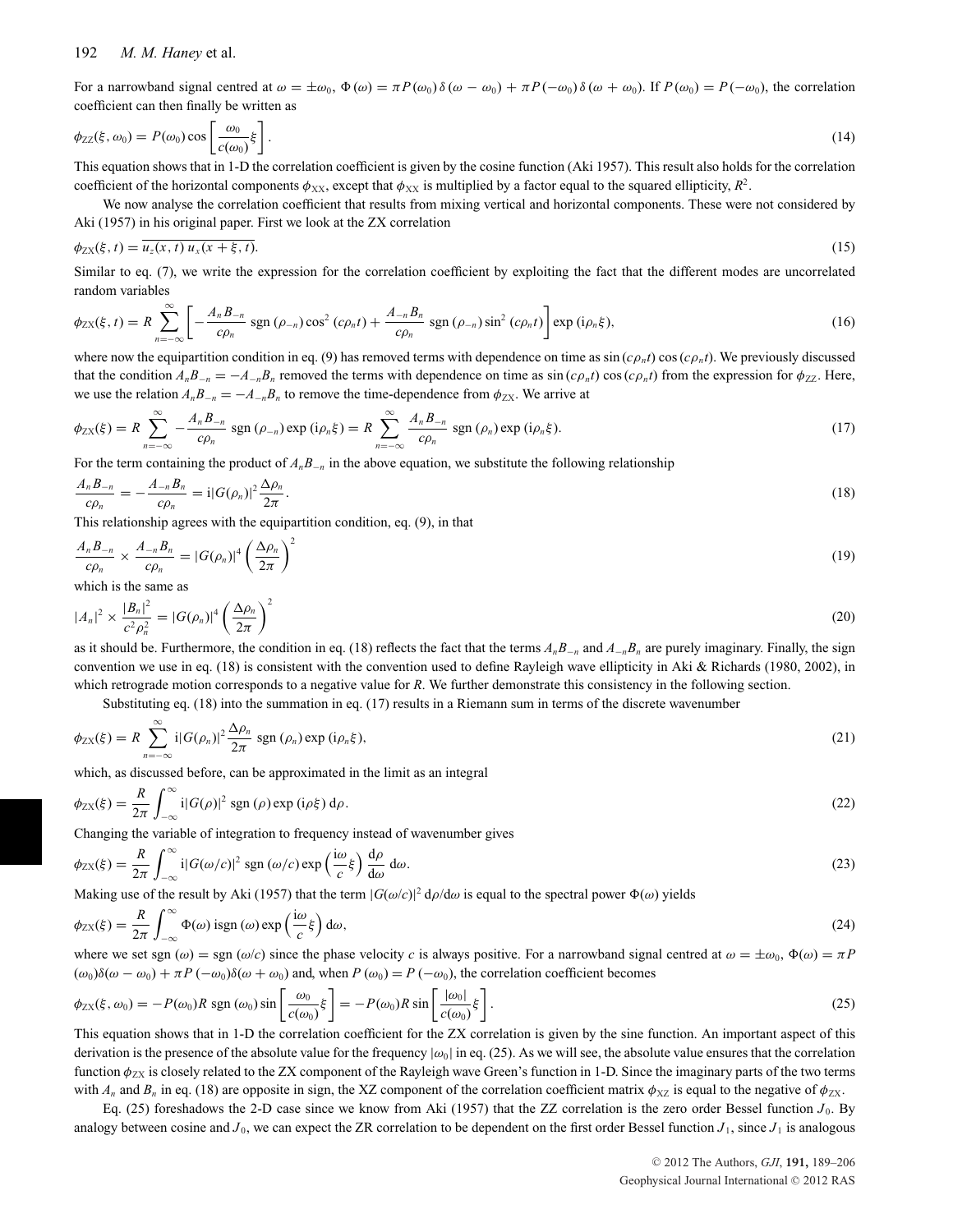For a narrowband signal centred at $\omega = \pm\omega_0$, $\Phi(\omega) = \pi P(\omega_0)\,\delta(\omega - \omega_0) + \pi P(-\omega_0)\,\delta(\omega + \omega_0)$. If $P(\omega_0) = P(-\omega_0)$, the correlation coefficient can then finally be written as

$$\phi_{\mathrm{ZZ}}(\xi, \omega_0) = P(\omega_0) \cos\left[\frac{\omega_0}{c(\omega_0)}\xi\right]. \tag{14}$$

This equation shows that in 1-D the correlation coefficient is given by the cosine function (Aki 1957). This result also holds for the correlation coefficient of the horizontal components $\phi_{\mathrm{XX}}$, except that $\phi_{\mathrm{XX}}$ is multiplied by a factor equal to the squared ellipticity, $R^2$.

We now analyse the correlation coefficient that results from mixing vertical and horizontal components. These were not considered by Aki (1957) in his original paper. First we look at the ZX correlation

$$\phi_{\mathrm{ZX}}(\xi, t) = \overline{u_z(x, t)\, u_x(x + \xi, t)}. \tag{15}$$

Similar to eq. (7), we write the expression for the correlation coefficient by exploiting the fact that the different modes are uncorrelated random variables

$$\phi_{\mathrm{ZX}}(\xi, t) = R \sum_{n=-\infty}^{\infty} \left[ -\frac{A_n B_{-n}}{c\rho_n} \operatorname{sgn}(\rho_{-n}) \cos^2(c\rho_n t) + \frac{A_{-n} B_n}{c\rho_n} \operatorname{sgn}(\rho_{-n}) \sin^2(c\rho_n t) \right] \exp(\mathrm{i}\rho_n \xi), \tag{16}$$

where now the equipartition condition in eq. (9) has removed terms with dependence on time as $\sin(c\rho_n t)\cos(c\rho_n t)$. We previously discussed that the condition $A_n B_{-n} = -A_{-n} B_n$ removed the terms with dependence on time as $\sin(c\rho_n t)\cos(c\rho_n t)$ from the expression for $\phi_{\mathrm{ZZ}}$. Here, we use the relation $A_n B_{-n} = -A_{-n} B_n$ to remove the time-dependence from $\phi_{\mathrm{ZX}}$. We arrive at

$$\phi_{\mathrm{ZX}}(\xi) = R \sum_{n=-\infty}^{\infty} -\frac{A_n B_{-n}}{c\rho_n} \operatorname{sgn}(\rho_{-n}) \exp(\mathrm{i}\rho_n \xi) = R \sum_{n=-\infty}^{\infty} \frac{A_n B_{-n}}{c\rho_n} \operatorname{sgn}(\rho_n) \exp(\mathrm{i}\rho_n \xi). \tag{17}$$

For the term containing the product of $A_n B_{-n}$ in the above equation, we substitute the following relationship

$$\frac{A_n B_{-n}}{c\rho_n} = -\frac{A_{-n} B_n}{c\rho_n} = \mathrm{i}|G(\rho_n)|^2 \frac{\Delta\rho_n}{2\pi}. \tag{18}$$

This relationship agrees with the equipartition condition, eq. (9), in that

$$\frac{A_n B_{-n}}{c\rho_n} \times \frac{A_{-n} B_n}{c\rho_n} = |G(\rho_n)|^4 \left(\frac{\Delta\rho_n}{2\pi}\right)^2 \tag{19}$$

which is the same as

$$|A_n|^2 \times \frac{|B_n|^2}{c^2 \rho_n^2} = |G(\rho_n)|^4 \left(\frac{\Delta\rho_n}{2\pi}\right)^2 \tag{20}$$

as it should be. Furthermore, the condition in eq. (18) reflects the fact that the terms $A_n B_{-n}$ and $A_{-n} B_n$ are purely imaginary. Finally, the sign convention we use in eq. (18) is consistent with the convention used to define Rayleigh wave ellipticity in Aki & Richards (1980, 2002), in which retrograde motion corresponds to a negative value for $R$. We further demonstrate this consistency in the following section.

Substituting eq. (18) into the summation in eq. (17) results in a Riemann sum in terms of the discrete wavenumber

$$\phi_{\mathrm{ZX}}(\xi) = R \sum_{n=-\infty}^{\infty} \mathrm{i}|G(\rho_n)|^2 \frac{\Delta\rho_n}{2\pi} \operatorname{sgn}(\rho_n) \exp(\mathrm{i}\rho_n \xi), \tag{21}$$

which, as discussed before, can be approximated in the limit as an integral

$$\phi_{\mathrm{ZX}}(\xi) = \frac{R}{2\pi} \int_{-\infty}^{\infty} \mathrm{i}|G(\rho)|^2 \operatorname{sgn}(\rho) \exp(\mathrm{i}\rho\xi)\, \mathrm{d}\rho. \tag{22}$$

Changing the variable of integration to frequency instead of wavenumber gives

$$\phi_{\mathrm{ZX}}(\xi) = \frac{R}{2\pi} \int_{-\infty}^{\infty} \mathrm{i}|G(\omega/c)|^2 \operatorname{sgn}(\omega/c) \exp\left(\frac{\mathrm{i}\omega}{c}\xi\right) \frac{\mathrm{d}\rho}{\mathrm{d}\omega}\, \mathrm{d}\omega. \tag{23}$$

Making use of the result by Aki (1957) that the term $|G(\omega/c)|^2\, \mathrm{d}\rho/\mathrm{d}\omega$ is equal to the spectral power $\Phi(\omega)$ yields

$$\phi_{\mathrm{ZX}}(\xi) = \frac{R}{2\pi} \int_{-\infty}^{\infty} \Phi(\omega)\, \mathrm{i}\operatorname{sgn}(\omega) \exp\left(\frac{\mathrm{i}\omega}{c}\xi\right) \mathrm{d}\omega, \tag{24}$$

where we set $\operatorname{sgn}(\omega) = \operatorname{sgn}(\omega/c)$ since the phase velocity $c$ is always positive. For a narrowband signal centred at $\omega = \pm\omega_0$, $\Phi(\omega) = \pi P(\omega_0)\delta(\omega - \omega_0) + \pi P(-\omega_0)\delta(\omega + \omega_0)$ and, when $P(\omega_0) = P(-\omega_0)$, the correlation coefficient becomes

$$\phi_{\mathrm{ZX}}(\xi, \omega_0) = -P(\omega_0) R \operatorname{sgn}(\omega_0) \sin\left[\frac{\omega_0}{c(\omega_0)}\xi\right] = -P(\omega_0) R \sin\left[\frac{|\omega_0|}{c(\omega_0)}\xi\right]. \tag{25}$$

This equation shows that in 1-D the correlation coefficient for the ZX correlation is given by the sine function. An important aspect of this derivation is the presence of the absolute value for the frequency $|\omega_0|$ in eq. (25). As we will see, the absolute value ensures that the correlation function $\phi_{\mathrm{ZX}}$ is closely related to the ZX component of the Rayleigh wave Green's function in 1-D. Since the imaginary parts of the two terms with $A_n$ and $B_n$ in eq. (18) are opposite in sign, the XZ component of the correlation coefficient matrix $\phi_{\mathrm{XZ}}$ is equal to the negative of $\phi_{\mathrm{ZX}}$.

Eq. (25) foreshadows the 2-D case since we know from Aki (1957) that the ZZ correlation is the zero order Bessel function $J_0$. By analogy between cosine and $J_0$, we can expect the ZR correlation to be dependent on the first order Bessel function $J_1$, since $J_1$ is analogous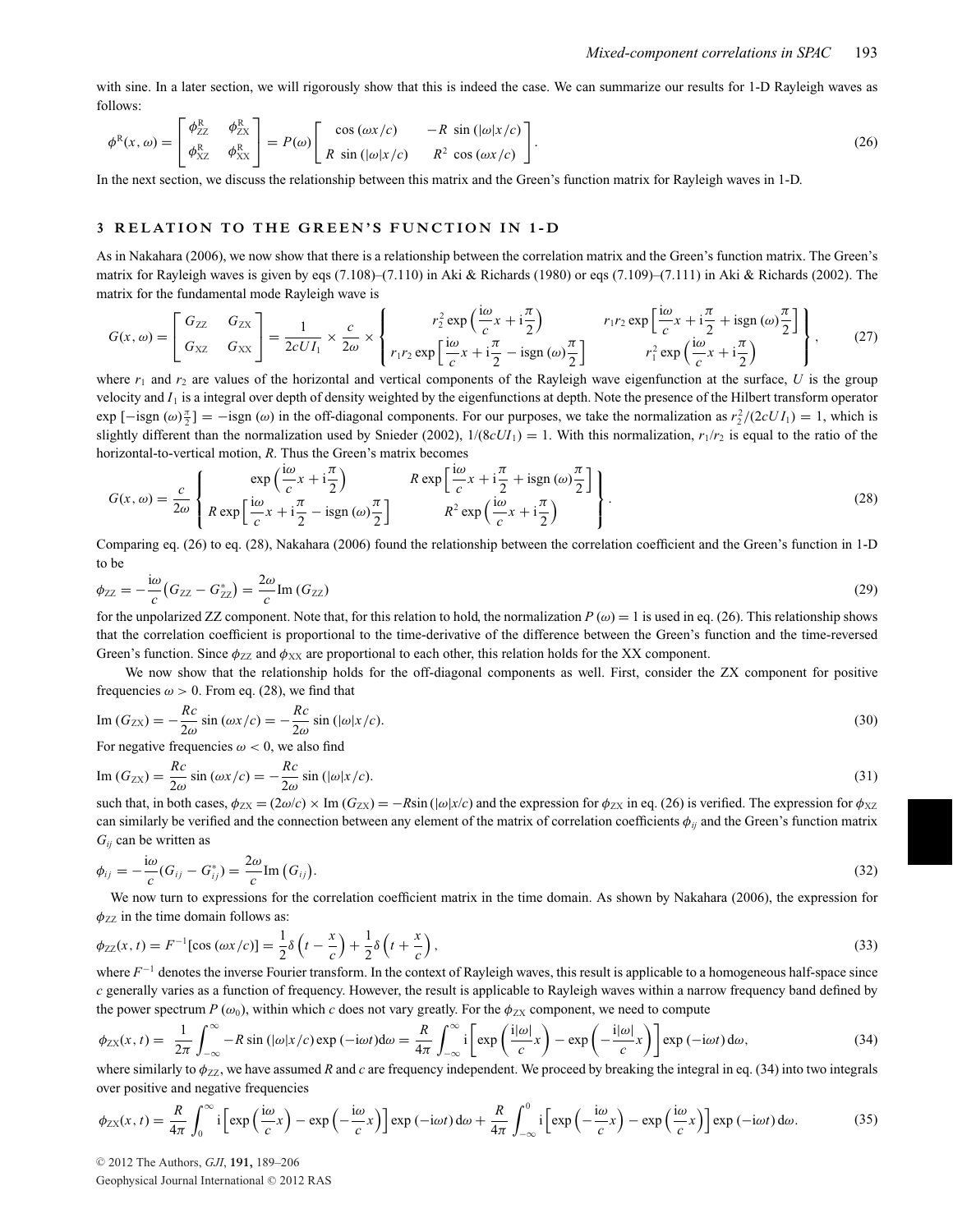with sine. In a later section, we will rigorously show that this is indeed the case. We can summarize our results for 1-D Rayleigh waves as follows:

$$
\phi^{\mathrm{R}}(x,\omega)=\begin{bmatrix}\phi^{\mathrm{R}}_{\mathrm{ZZ}} & \phi^{\mathrm{R}}_{\mathrm{ZX}}\\ \phi^{\mathrm{R}}_{\mathrm{XZ}} & \phi^{\mathrm{R}}_{\mathrm{XX}}\end{bmatrix}=P(\omega)\begin{bmatrix}\cos(\omega x/c) & -R\,\sin(|\omega|x/c)\\ R\,\sin(|\omega|x/c) & R^2\,\cos(\omega x/c)\end{bmatrix}. \tag{26}
$$

In the next section, we discuss the relationship between this matrix and the Green's function matrix for Rayleigh waves in 1-D.

## 3 RELATION TO THE GREEN'S FUNCTION IN 1-D

As in Nakahara (2006), we now show that there is a relationship between the correlation matrix and the Green's function matrix. The Green's matrix for Rayleigh waves is given by eqs (7.108)–(7.110) in Aki & Richards (1980) or eqs (7.109)–(7.111) in Aki & Richards (2002). The matrix for the fundamental mode Rayleigh wave is

$$
G(x,\omega)=\begin{bmatrix}G_{\mathrm{ZZ}} & G_{\mathrm{ZX}}\\ G_{\mathrm{XZ}} & G_{\mathrm{XX}}\end{bmatrix}=\frac{1}{2cUI_1}\times\frac{c}{2\omega}\times\left\{\begin{matrix} r_2^2\exp\left(\frac{\mathrm{i}\omega}{c}x+\mathrm{i}\frac{\pi}{2}\right) & r_1r_2\exp\left[\frac{\mathrm{i}\omega}{c}x+\mathrm{i}\frac{\pi}{2}+\mathrm{isgn}\,(\omega)\frac{\pi}{2}\right]\\ r_1r_2\exp\left[\frac{\mathrm{i}\omega}{c}x+\mathrm{i}\frac{\pi}{2}-\mathrm{isgn}\,(\omega)\frac{\pi}{2}\right] & r_1^2\exp\left(\frac{\mathrm{i}\omega}{c}x+\mathrm{i}\frac{\pi}{2}\right)\end{matrix}\right\}, \tag{27}
$$

where $r_1$ and $r_2$ are values of the horizontal and vertical components of the Rayleigh wave eigenfunction at the surface, $U$ is the group velocity and $I_1$ is a integral over depth of density weighted by the eigenfunctions at depth. Note the presence of the Hilbert transform operator $\exp\left[-\mathrm{isgn}\,(\omega)\frac{\pi}{2}\right]=-\mathrm{isgn}\,(\omega)$ in the off-diagonal components. For our purposes, we take the normalization as $r_2^2/(2cUI_1)=1$, which is slightly different than the normalization used by Snieder (2002), $1/(8cUI_1)=1$. With this normalization, $r_1/r_2$ is equal to the ratio of the horizontal-to-vertical motion, $R$. Thus the Green's matrix becomes

$$
G(x,\omega)=\frac{c}{2\omega}\left\{\begin{matrix}\exp\left(\frac{\mathrm{i}\omega}{c}x+\mathrm{i}\frac{\pi}{2}\right) & R\exp\left[\frac{\mathrm{i}\omega}{c}x+\mathrm{i}\frac{\pi}{2}+\mathrm{isgn}\,(\omega)\frac{\pi}{2}\right]\\ R\exp\left[\frac{\mathrm{i}\omega}{c}x+\mathrm{i}\frac{\pi}{2}-\mathrm{isgn}\,(\omega)\frac{\pi}{2}\right] & R^2\exp\left(\frac{\mathrm{i}\omega}{c}x+\mathrm{i}\frac{\pi}{2}\right)\end{matrix}\right\}. \tag{28}
$$

Comparing eq. (26) to eq. (28), Nakahara (2006) found the relationship between the correlation coefficient and the Green's function in 1-D to be

$$
\phi_{\mathrm{ZZ}}=-\frac{\mathrm{i}\omega}{c}\left(G_{\mathrm{ZZ}}-G^*_{\mathrm{ZZ}}\right)=\frac{2\omega}{c}\mathrm{Im}\,(G_{\mathrm{ZZ}}) \tag{29}
$$

for the unpolarized ZZ component. Note that, for this relation to hold, the normalization $P\,(\omega)=1$ is used in eq. (26). This relationship shows that the correlation coefficient is proportional to the time-derivative of the difference between the Green's function and the time-reversed Green's function. Since $\phi_{\mathrm{ZZ}}$ and $\phi_{\mathrm{XX}}$ are proportional to each other, this relation holds for the XX component.

We now show that the relationship holds for the off-diagonal components as well. First, consider the ZX component for positive frequencies $\omega>0$. From eq. (28), we find that

$$
\mathrm{Im}\,(G_{\mathrm{ZX}})=-\frac{Rc}{2\omega}\sin\,(\omega x/c)=-\frac{Rc}{2\omega}\sin\,(|\omega|x/c). \tag{30}
$$

For negative frequencies $\omega<0$, we also find

$$
\mathrm{Im}\,(G_{\mathrm{ZX}})=\frac{Rc}{2\omega}\sin\,(\omega x/c)=-\frac{Rc}{2\omega}\sin\,(|\omega|x/c). \tag{31}
$$

such that, in both cases, $\phi_{\mathrm{ZX}}=(2\omega/c)\times\mathrm{Im}\,(G_{\mathrm{ZX}})=-R\sin\,(|\omega|x/c)$ and the expression for $\phi_{\mathrm{ZX}}$ in eq. (26) is verified. The expression for $\phi_{\mathrm{XZ}}$ can similarly be verified and the connection between any element of the matrix of correlation coefficients $\phi_{ij}$ and the Green's function matrix $G_{ij}$ can be written as

$$
\phi_{ij}=-\frac{\mathrm{i}\omega}{c}(G_{ij}-G^*_{ij})=\frac{2\omega}{c}\mathrm{Im}\left(G_{ij}\right). \tag{32}
$$

We now turn to expressions for the correlation coefficient matrix in the time domain. As shown by Nakahara (2006), the expression for $\phi_{\mathrm{ZZ}}$ in the time domain follows as:

$$
\phi_{\mathrm{ZZ}}(x,t)=F^{-1}[\cos\,(\omega x/c)]=\frac{1}{2}\delta\left(t-\frac{x}{c}\right)+\frac{1}{2}\delta\left(t+\frac{x}{c}\right), \tag{33}
$$

where $F^{-1}$ denotes the inverse Fourier transform. In the context of Rayleigh waves, this result is applicable to a homogeneous half-space since $c$ generally varies as a function of frequency. However, the result is applicable to Rayleigh waves within a narrow frequency band defined by the power spectrum $P\,(\omega_0)$, within which $c$ does not vary greatly. For the $\phi_{\mathrm{ZX}}$ component, we need to compute

$$
\phi_{\mathrm{ZX}}(x,t)=\frac{1}{2\pi}\int_{-\infty}^{\infty}-R\sin\,(|\omega|x/c)\exp\,(-\mathrm{i}\omega t)\mathrm{d}\omega=\frac{R}{4\pi}\int_{-\infty}^{\infty}\mathrm{i}\left[\exp\left(\frac{\mathrm{i}|\omega|}{c}x\right)-\exp\left(-\frac{\mathrm{i}|\omega|}{c}x\right)\right]\exp\,(-\mathrm{i}\omega t)\,\mathrm{d}\omega, \tag{34}
$$

where similarly to $\phi_{\mathrm{ZZ}}$, we have assumed $R$ and $c$ are frequency independent. We proceed by breaking the integral in eq. (34) into two integrals over positive and negative frequencies

$$
\phi_{\mathrm{ZX}}(x,t)=\frac{R}{4\pi}\int_{0}^{\infty}\mathrm{i}\left[\exp\left(\frac{\mathrm{i}\omega}{c}x\right)-\exp\left(-\frac{\mathrm{i}\omega}{c}x\right)\right]\exp\,(-\mathrm{i}\omega t)\,\mathrm{d}\omega+\frac{R}{4\pi}\int_{-\infty}^{0}\mathrm{i}\left[\exp\left(-\frac{\mathrm{i}\omega}{c}x\right)-\exp\left(\frac{\mathrm{i}\omega}{c}x\right)\right]\exp\,(-\mathrm{i}\omega t)\,\mathrm{d}\omega. \tag{35}
$$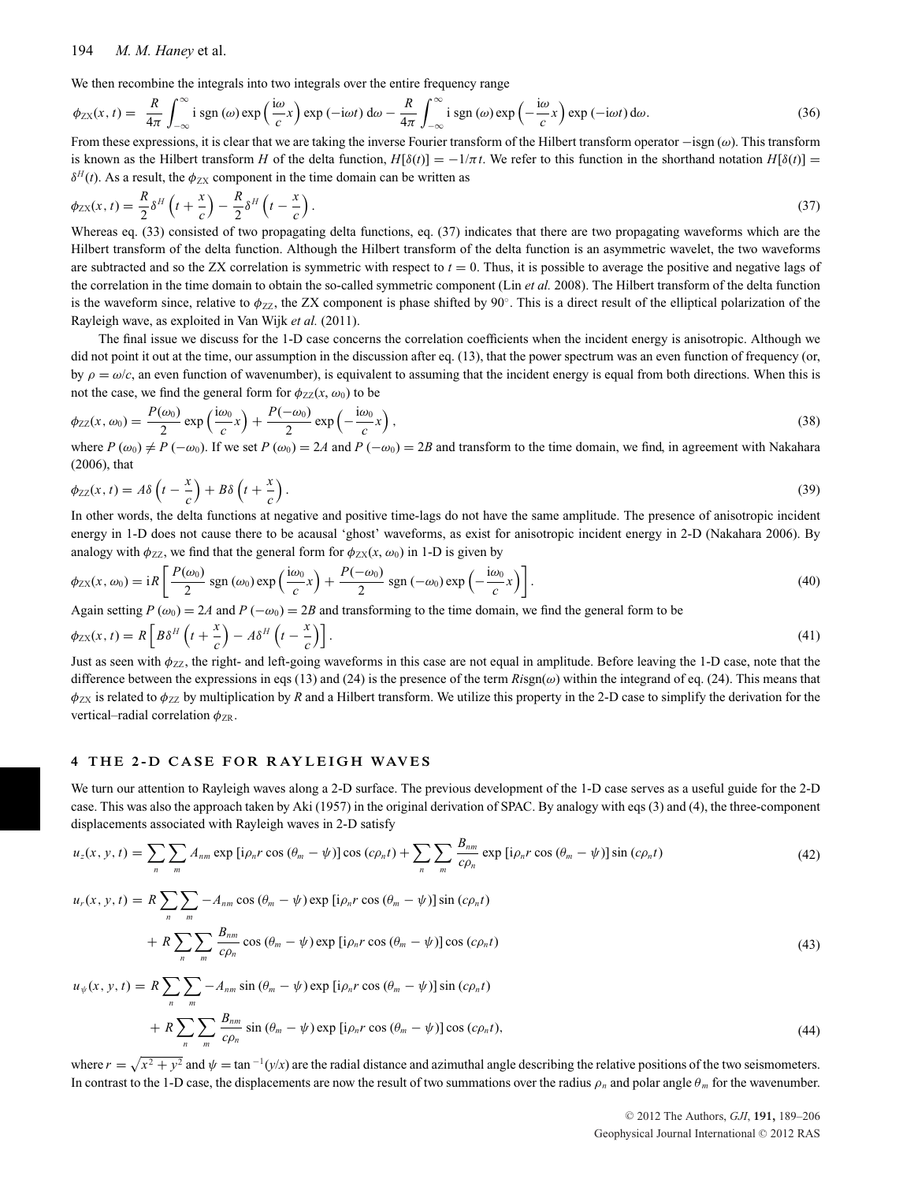We then recombine the integrals into two integrals over the entire frequency range

$$\phi_{ZX}(x,t) = \frac{R}{4\pi}\int_{-\infty}^{\infty} \mathrm{i}\,\mathrm{sgn}\,(\omega)\exp\left(\frac{\mathrm{i}\omega}{c}x\right)\exp\left(-\mathrm{i}\omega t\right)\mathrm{d}\omega - \frac{R}{4\pi}\int_{-\infty}^{\infty} \mathrm{i}\,\mathrm{sgn}\,(\omega)\exp\left(-\frac{\mathrm{i}\omega}{c}x\right)\exp\left(-\mathrm{i}\omega t\right)\mathrm{d}\omega. \tag{36}$$

From these expressions, it is clear that we are taking the inverse Fourier transform of the Hilbert transform operator $-\mathrm{i}\,\mathrm{sgn}\,(\omega)$. This transform is known as the Hilbert transform $H$ of the delta function, $H[\delta(t)] = -1/\pi t$. We refer to this function in the shorthand notation $H[\delta(t)] = \delta^H(t)$. As a result, the $\phi_{ZX}$ component in the time domain can be written as

$$\phi_{ZX}(x,t) = \frac{R}{2}\delta^H\left(t+\frac{x}{c}\right) - \frac{R}{2}\delta^H\left(t-\frac{x}{c}\right). \tag{37}$$

Whereas eq. (33) consisted of two propagating delta functions, eq. (37) indicates that there are two propagating waveforms which are the Hilbert transform of the delta function. Although the Hilbert transform of the delta function is an asymmetric wavelet, the two waveforms are subtracted and so the ZX correlation is symmetric with respect to $t = 0$. Thus, it is possible to average the positive and negative lags of the correlation in the time domain to obtain the so-called symmetric component (Lin *et al.* 2008). The Hilbert transform of the delta function is the waveform since, relative to $\phi_{ZZ}$, the ZX component is phase shifted by 90°. This is a direct result of the elliptical polarization of the Rayleigh wave, as exploited in Van Wijk *et al.* (2011).

The final issue we discuss for the 1-D case concerns the correlation coefficients when the incident energy is anisotropic. Although we did not point it out at the time, our assumption in the discussion after eq. (13), that the power spectrum was an even function of frequency (or, by $\rho = \omega/c$, an even function of wavenumber), is equivalent to assuming that the incident energy is equal from both directions. When this is not the case, we find the general form for $\phi_{ZZ}(x, \omega_0)$ to be

$$\phi_{ZZ}(x,\omega_0) = \frac{P(\omega_0)}{2}\exp\left(\frac{\mathrm{i}\omega_0}{c}x\right) + \frac{P(-\omega_0)}{2}\exp\left(-\frac{\mathrm{i}\omega_0}{c}x\right), \tag{38}$$

where $P(\omega_0) \neq P(-\omega_0)$. If we set $P(\omega_0) = 2A$ and $P(-\omega_0) = 2B$ and transform to the time domain, we find, in agreement with Nakahara (2006), that

$$\phi_{ZZ}(x,t) = A\delta\left(t-\frac{x}{c}\right) + B\delta\left(t+\frac{x}{c}\right). \tag{39}$$

In other words, the delta functions at negative and positive time-lags do not have the same amplitude. The presence of anisotropic incident energy in 1-D does not cause there to be acausal 'ghost' waveforms, as exist for anisotropic incident energy in 2-D (Nakahara 2006). By analogy with $\phi_{ZZ}$, we find that the general form for $\phi_{ZX}(x, \omega_0)$ in 1-D is given by

$$\phi_{ZX}(x,\omega_0) = \mathrm{i}R\left[\frac{P(\omega_0)}{2}\,\mathrm{sgn}\,(\omega_0)\exp\left(\frac{\mathrm{i}\omega_0}{c}x\right) + \frac{P(-\omega_0)}{2}\,\mathrm{sgn}\,(-\omega_0)\exp\left(-\frac{\mathrm{i}\omega_0}{c}x\right)\right]. \tag{40}$$

Again setting $P(\omega_0) = 2A$ and $P(-\omega_0) = 2B$ and transforming to the time domain, we find the general form to be

$$\phi_{ZX}(x,t) = R\left[B\delta^H\left(t+\frac{x}{c}\right) - A\delta^H\left(t-\frac{x}{c}\right)\right]. \tag{41}$$

Just as seen with $\phi_{ZZ}$, the right- and left-going waveforms in this case are not equal in amplitude. Before leaving the 1-D case, note that the difference between the expressions in eqs (13) and (24) is the presence of the term $R\mathrm{i}\,\mathrm{sgn}(\omega)$ within the integrand of eq. (24). This means that $\phi_{ZX}$ is related to $\phi_{ZZ}$ by multiplication by $R$ and a Hilbert transform. We utilize this property in the 2-D case to simplify the derivation for the vertical–radial correlation $\phi_{ZR}$.

## 4 THE 2-D CASE FOR RAYLEIGH WAVES

We turn our attention to Rayleigh waves along a 2-D surface. The previous development of the 1-D case serves as a useful guide for the 2-D case. This was also the approach taken by Aki (1957) in the original derivation of SPAC. By analogy with eqs (3) and (4), the three-component displacements associated with Rayleigh waves in 2-D satisfy

$$u_z(x,y,t) = \sum_n\sum_m A_{nm}\exp\left[\mathrm{i}\rho_n r\cos\left(\theta_m-\psi\right)\right]\cos\left(c\rho_n t\right) + \sum_n\sum_m \frac{B_{nm}}{c\rho_n}\exp\left[\mathrm{i}\rho_n r\cos\left(\theta_m-\psi\right)\right]\sin\left(c\rho_n t\right) \tag{42}$$

$$\begin{aligned} u_r(x,y,t) = {} & R\sum_n\sum_m -A_{nm}\cos\left(\theta_m-\psi\right)\exp\left[\mathrm{i}\rho_n r\cos\left(\theta_m-\psi\right)\right]\sin\left(c\rho_n t\right) \\ & + R\sum_n\sum_m \frac{B_{nm}}{c\rho_n}\cos\left(\theta_m-\psi\right)\exp\left[\mathrm{i}\rho_n r\cos\left(\theta_m-\psi\right)\right]\cos\left(c\rho_n t\right) \end{aligned} \tag{43}$$

$$\begin{aligned} u_\psi(x,y,t) = {} & R\sum_n\sum_m -A_{nm}\sin\left(\theta_m-\psi\right)\exp\left[\mathrm{i}\rho_n r\cos\left(\theta_m-\psi\right)\right]\sin\left(c\rho_n t\right) \\ & + R\sum_n\sum_m \frac{B_{nm}}{c\rho_n}\sin\left(\theta_m-\psi\right)\exp\left[\mathrm{i}\rho_n r\cos\left(\theta_m-\psi\right)\right]\cos\left(c\rho_n t\right), \end{aligned} \tag{44}$$

where $r = \sqrt{x^2+y^2}$ and $\psi = \tan^{-1}(y/x)$ are the radial distance and azimuthal angle describing the relative positions of the two seismometers. In contrast to the 1-D case, the displacements are now the result of two summations over the radius $\rho_n$ and polar angle $\theta_m$ for the wavenumber.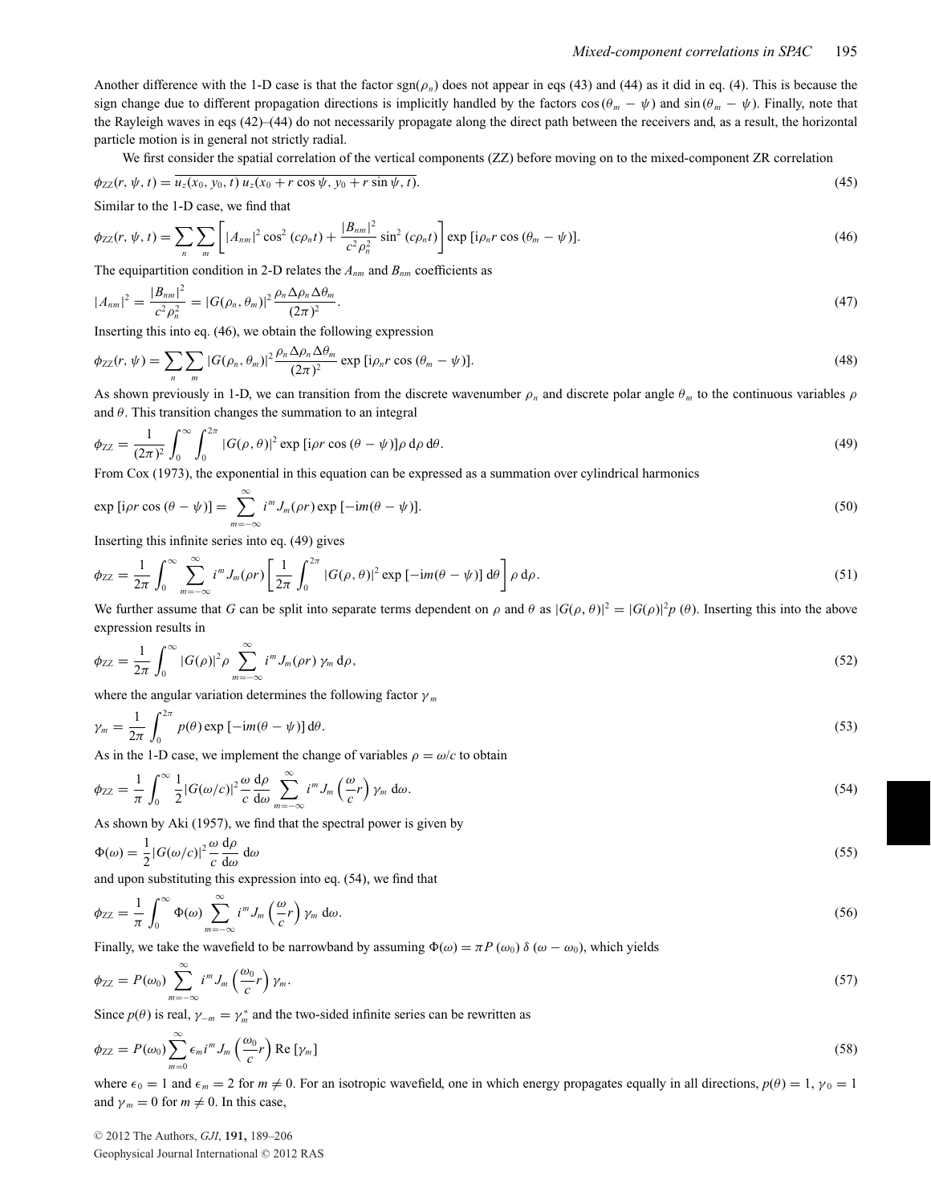Another difference with the 1-D case is that the factor $\text{sgn}(\rho_n)$ does not appear in eqs (43) and (44) as it did in eq. (4). This is because the sign change due to different propagation directions is implicitly handled by the factors $\cos(\theta_m - \psi)$ and $\sin(\theta_m - \psi)$. Finally, note that the Rayleigh waves in eqs (42)–(44) do not necessarily propagate along the direct path between the receivers and, as a result, the horizontal particle motion is in general not strictly radial.

We first consider the spatial correlation of the vertical components (ZZ) before moving on to the mixed-component ZR correlation

$$\phi_{ZZ}(r, \psi, t) = \overline{u_z(x_0, y_0, t)\, u_z(x_0 + r\cos\psi, y_0 + r\sin\psi, t)}. \tag{45}$$

Similar to the 1-D case, we find that

$$\phi_{ZZ}(r, \psi, t) = \sum_n \sum_m \left[ |A_{nm}|^2 \cos^2(c\rho_n t) + \frac{|B_{nm}|^2}{c^2\rho_n^2} \sin^2(c\rho_n t) \right] \exp\left[\mathrm{i}\rho_n r \cos(\theta_m - \psi)\right]. \tag{46}$$

The equipartition condition in 2-D relates the $A_{nm}$ and $B_{nm}$ coefficients as

$$|A_{nm}|^2 = \frac{|B_{nm}|^2}{c^2\rho_n^2} = |G(\rho_n, \theta_m)|^2 \frac{\rho_n \Delta\rho_n \Delta\theta_m}{(2\pi)^2}. \tag{47}$$

Inserting this into eq. (46), we obtain the following expression

$$\phi_{ZZ}(r, \psi) = \sum_n \sum_m |G(\rho_n, \theta_m)|^2 \frac{\rho_n \Delta\rho_n \Delta\theta_m}{(2\pi)^2} \exp\left[\mathrm{i}\rho_n r \cos(\theta_m - \psi)\right]. \tag{48}$$

As shown previously in 1-D, we can transition from the discrete wavenumber $\rho_n$ and discrete polar angle $\theta_m$ to the continuous variables $\rho$ and $\theta$. This transition changes the summation to an integral

$$\phi_{ZZ} = \frac{1}{(2\pi)^2} \int_0^\infty \int_0^{2\pi} |G(\rho, \theta)|^2 \exp\left[\mathrm{i}\rho r \cos(\theta - \psi)\right] \rho \, \mathrm{d}\rho \, \mathrm{d}\theta. \tag{49}$$

From Cox (1973), the exponential in this equation can be expressed as a summation over cylindrical harmonics

$$\exp\left[\mathrm{i}\rho r \cos(\theta - \psi)\right] = \sum_{m=-\infty}^{\infty} i^m J_m(\rho r) \exp\left[-\mathrm{i}m(\theta - \psi)\right]. \tag{50}$$

Inserting this infinite series into eq. (49) gives

$$\phi_{ZZ} = \frac{1}{2\pi} \int_0^\infty \sum_{m=-\infty}^{\infty} i^m J_m(\rho r) \left[ \frac{1}{2\pi} \int_0^{2\pi} |G(\rho, \theta)|^2 \exp\left[-\mathrm{i}m(\theta - \psi)\right] \mathrm{d}\theta \right] \rho \, \mathrm{d}\rho. \tag{51}$$

We further assume that $G$ can be split into separate terms dependent on $\rho$ and $\theta$ as $|G(\rho, \theta)|^2 = |G(\rho)|^2 p(\theta)$. Inserting this into the above expression results in

$$\phi_{ZZ} = \frac{1}{2\pi} \int_0^\infty |G(\rho)|^2 \rho \sum_{m=-\infty}^{\infty} i^m J_m(\rho r)\, \gamma_m \, \mathrm{d}\rho, \tag{52}$$

where the angular variation determines the following factor $\gamma_m$

$$\gamma_m = \frac{1}{2\pi} \int_0^{2\pi} p(\theta) \exp\left[-\mathrm{i}m(\theta - \psi)\right] \mathrm{d}\theta. \tag{53}$$

As in the 1-D case, we implement the change of variables $\rho = \omega/c$ to obtain

$$\phi_{ZZ} = \frac{1}{\pi} \int_0^\infty \frac{1}{2} |G(\omega/c)|^2 \frac{\omega}{c} \frac{\mathrm{d}\rho}{\mathrm{d}\omega} \sum_{m=-\infty}^{\infty} i^m J_m\left(\frac{\omega}{c} r\right) \gamma_m \, \mathrm{d}\omega. \tag{54}$$

As shown by Aki (1957), we find that the spectral power is given by

$$\Phi(\omega) = \frac{1}{2} |G(\omega/c)|^2 \frac{\omega}{c} \frac{\mathrm{d}\rho}{\mathrm{d}\omega} \, \mathrm{d}\omega \tag{55}$$

and upon substituting this expression into eq. (54), we find that

$$\phi_{ZZ} = \frac{1}{\pi} \int_0^\infty \Phi(\omega) \sum_{m=-\infty}^{\infty} i^m J_m\left(\frac{\omega}{c} r\right) \gamma_m \, \mathrm{d}\omega. \tag{56}$$

Finally, we take the wavefield to be narrowband by assuming $\Phi(\omega) = \pi P(\omega_0)\, \delta(\omega - \omega_0)$, which yields

$$\phi_{ZZ} = P(\omega_0) \sum_{m=-\infty}^{\infty} i^m J_m\left(\frac{\omega_0}{c} r\right) \gamma_m. \tag{57}$$

Since $p(\theta)$ is real, $\gamma_{-m} = \gamma_m^*$ and the two-sided infinite series can be rewritten as

$$\phi_{ZZ} = P(\omega_0) \sum_{m=0}^{\infty} \epsilon_m i^m J_m\left(\frac{\omega_0}{c} r\right) \mathrm{Re}\left[\gamma_m\right] \tag{58}$$

where $\epsilon_0 = 1$ and $\epsilon_m = 2$ for $m \neq 0$. For an isotropic wavefield, one in which energy propagates equally in all directions, $p(\theta) = 1$, $\gamma_0 = 1$ and $\gamma_m = 0$ for $m \neq 0$. In this case,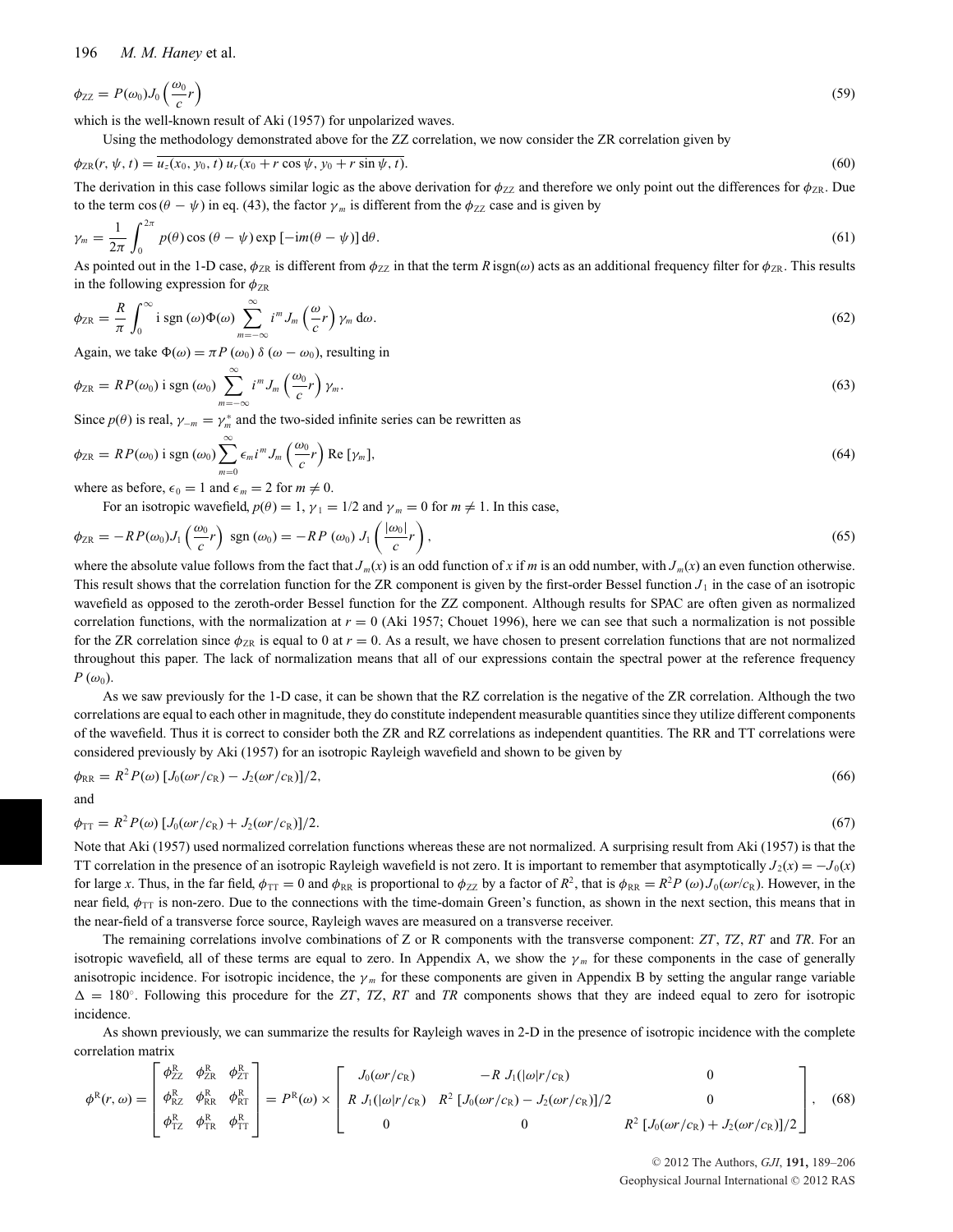$$\phi_{ZZ} = P(\omega_0) J_0\left(\frac{\omega_0}{c} r\right) \tag{59}$$

which is the well-known result of Aki (1957) for unpolarized waves.

Using the methodology demonstrated above for the ZZ correlation, we now consider the ZR correlation given by

$$\phi_{ZR}(r, \psi, t) = \overline{u_z(x_0, y_0, t)\, u_r(x_0 + r\cos\psi, y_0 + r\sin\psi, t)}. \tag{60}$$

The derivation in this case follows similar logic as the above derivation for $\phi_{ZZ}$ and therefore we only point out the differences for $\phi_{ZR}$. Due to the term $\cos(\theta - \psi)$ in eq. (43), the factor $\gamma_m$ is different from the $\phi_{ZZ}$ case and is given by

$$\gamma_m = \frac{1}{2\pi} \int_0^{2\pi} p(\theta) \cos(\theta - \psi) \exp\left[-\mathrm{i}m(\theta - \psi)\right] \mathrm{d}\theta. \tag{61}$$

As pointed out in the 1-D case, $\phi_{ZR}$ is different from $\phi_{ZZ}$ in that the term $R\,\mathrm{isgn}(\omega)$ acts as an additional frequency filter for $\phi_{ZR}$. This results in the following expression for $\phi_{ZR}$

$$\phi_{ZR} = \frac{R}{\pi} \int_0^{\infty} \mathrm{i}\,\mathrm{sgn}(\omega) \Phi(\omega) \sum_{m=-\infty}^{\infty} i^m J_m\left(\frac{\omega}{c} r\right) \gamma_m \, \mathrm{d}\omega. \tag{62}$$

Again, we take $\Phi(\omega) = \pi P(\omega_0)\, \delta(\omega - \omega_0)$, resulting in

$$\phi_{ZR} = R P(\omega_0)\, \mathrm{i}\,\mathrm{sgn}(\omega_0) \sum_{m=-\infty}^{\infty} i^m J_m\left(\frac{\omega_0}{c} r\right) \gamma_m. \tag{63}$$

Since $p(\theta)$ is real, $\gamma_{-m} = \gamma_m^*$ and the two-sided infinite series can be rewritten as

$$\phi_{ZR} = R P(\omega_0)\, \mathrm{i}\,\mathrm{sgn}(\omega_0) \sum_{m=0}^{\infty} \epsilon_m i^m J_m\left(\frac{\omega_0}{c} r\right) \mathrm{Re}\left[\gamma_m\right], \tag{64}$$

where as before, $\epsilon_0 = 1$ and $\epsilon_m = 2$ for $m \neq 0$.

For an isotropic wavefield, $p(\theta) = 1$, $\gamma_1 = 1/2$ and $\gamma_m = 0$ for $m \neq 1$. In this case,

$$\phi_{ZR} = -R P(\omega_0) J_1\left(\frac{\omega_0}{c} r\right) \mathrm{sgn}(\omega_0) = -R P(\omega_0)\, J_1\left(\frac{|\omega_0|}{c} r\right), \tag{65}$$

where the absolute value follows from the fact that $J_m(x)$ is an odd function of $x$ if $m$ is an odd number, with $J_m(x)$ an even function otherwise. This result shows that the correlation function for the ZR component is given by the first-order Bessel function $J_1$ in the case of an isotropic wavefield as opposed to the zeroth-order Bessel function for the ZZ component. Although results for SPAC are often given as normalized correlation functions, with the normalization at $r = 0$ (Aki 1957; Chouet 1996), here we can see that such a normalization is not possible for the ZR correlation since $\phi_{ZR}$ is equal to 0 at $r = 0$. As a result, we have chosen to present correlation functions that are not normalized throughout this paper. The lack of normalization means that all of our expressions contain the spectral power at the reference frequency $P(\omega_0)$.

As we saw previously for the 1-D case, it can be shown that the RZ correlation is the negative of the ZR correlation. Although the two correlations are equal to each other in magnitude, they do constitute independent measurable quantities since they utilize different components of the wavefield. Thus it is correct to consider both the ZR and RZ correlations as independent quantities. The RR and TT correlations were considered previously by Aki (1957) for an isotropic Rayleigh wavefield and shown to be given by

$$\phi_{RR} = R^2 P(\omega)\left[J_0(\omega r/c_R) - J_2(\omega r/c_R)\right]/2, \tag{66}$$

and

$$\phi_{TT} = R^2 P(\omega)\left[J_0(\omega r/c_R) + J_2(\omega r/c_R)\right]/2. \tag{67}$$

Note that Aki (1957) used normalized correlation functions whereas these are not normalized. A surprising result from Aki (1957) is that the TT correlation in the presence of an isotropic Rayleigh wavefield is not zero. It is important to remember that asymptotically $J_2(x) = -J_0(x)$ for large $x$. Thus, in the far field, $\phi_{TT} = 0$ and $\phi_{RR}$ is proportional to $\phi_{ZZ}$ by a factor of $R^2$, that is $\phi_{RR} = R^2 P(\omega) J_0(\omega r/c_R)$. However, in the near field, $\phi_{TT}$ is non-zero. Due to the connections with the time-domain Green's function, as shown in the next section, this means that in the near-field of a transverse force source, Rayleigh waves are measured on a transverse receiver.

The remaining correlations involve combinations of Z or R components with the transverse component: *ZT*, *TZ*, *RT* and *TR*. For an isotropic wavefield, all of these terms are equal to zero. In Appendix A, we show the $\gamma_m$ for these components in the case of generally anisotropic incidence. For isotropic incidence, the $\gamma_m$ for these components are given in Appendix B by setting the angular range variable $\Delta = 180^{\circ}$. Following this procedure for the *ZT*, *TZ*, *RT* and *TR* components shows that they are indeed equal to zero for isotropic incidence.

As shown previously, we can summarize the results for Rayleigh waves in 2-D in the presence of isotropic incidence with the complete correlation matrix

$$\phi^{R}(r, \omega) = \begin{bmatrix} \phi_{ZZ}^{R} & \phi_{ZR}^{R} & \phi_{ZT}^{R} \\ \phi_{RZ}^{R} & \phi_{RR}^{R} & \phi_{RT}^{R} \\ \phi_{TZ}^{R} & \phi_{TR}^{R} & \phi_{TT}^{R} \end{bmatrix} = P^{R}(\omega) \times \begin{bmatrix} J_0(\omega r/c_R) & -R\; J_1(|\omega| r/c_R) & 0 \\ R\; J_1(|\omega| r/c_R) & R^2\left[J_0(\omega r/c_R) - J_2(\omega r/c_R)\right]/2 & 0 \\ 0 & 0 & R^2\left[J_0(\omega r/c_R) + J_2(\omega r/c_R)\right]/2 \end{bmatrix}, \tag{68}$$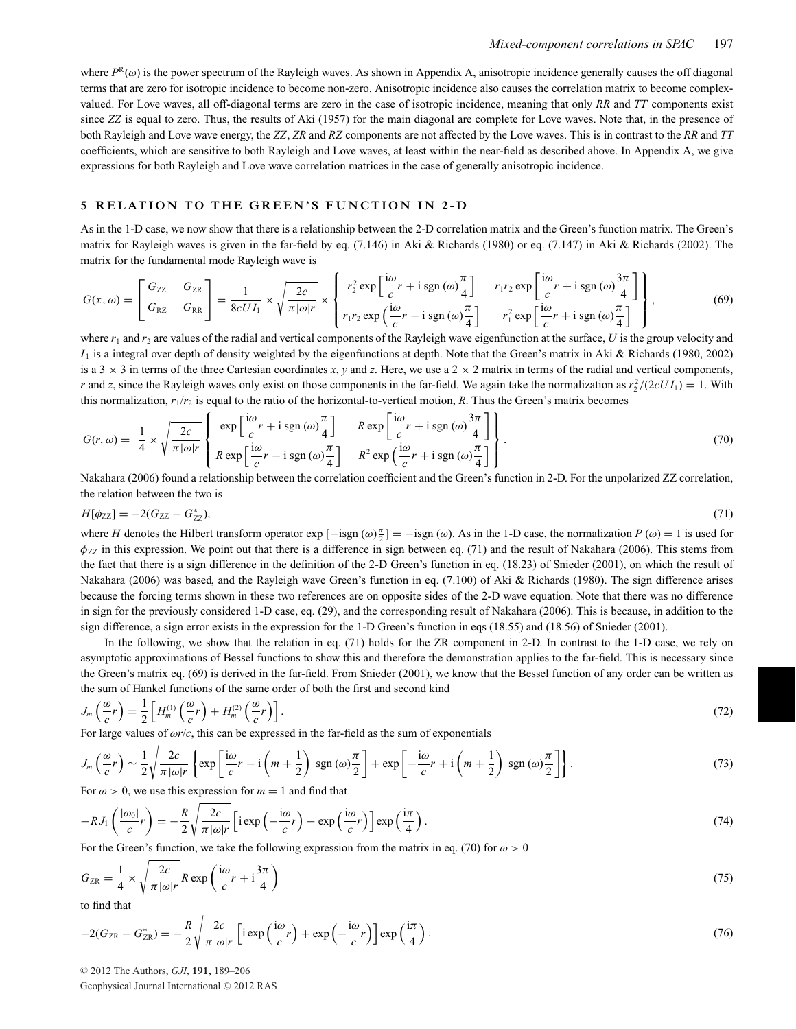where $P^{\mathrm{R}}(\omega)$ is the power spectrum of the Rayleigh waves. As shown in Appendix A, anisotropic incidence generally causes the off diagonal terms that are zero for isotropic incidence to become non-zero. Anisotropic incidence also causes the correlation matrix to become complex-valued. For Love waves, all off-diagonal terms are zero in the case of isotropic incidence, meaning that only *RR* and *TT* components exist since *ZZ* is equal to zero. Thus, the results of Aki (1957) for the main diagonal are complete for Love waves. Note that, in the presence of both Rayleigh and Love wave energy, the *ZZ*, *ZR* and *RZ* components are not affected by the Love waves. This is in contrast to the *RR* and *TT* coefficients, which are sensitive to both Rayleigh and Love waves, at least within the near-field as described above. In Appendix A, we give expressions for both Rayleigh and Love wave correlation matrices in the case of generally anisotropic incidence.

## 5 RELATION TO THE GREEN'S FUNCTION IN 2-D

As in the 1-D case, we now show that there is a relationship between the 2-D correlation matrix and the Green's function matrix. The Green's matrix for Rayleigh waves is given in the far-field by eq. (7.146) in Aki & Richards (1980) or eq. (7.147) in Aki & Richards (2002). The matrix for the fundamental mode Rayleigh wave is

$$G(x,\omega) = \begin{bmatrix} G_{\mathrm{ZZ}} & G_{\mathrm{ZR}} \\ G_{\mathrm{RZ}} & G_{\mathrm{RR}} \end{bmatrix} = \frac{1}{8cUI_1} \times \sqrt{\frac{2c}{\pi|\omega|r}} \times \begin{Bmatrix} r_2^2 \exp\left[\frac{\mathrm{i}\omega}{c}r + \mathrm{i}\,\mathrm{sgn}\,(\omega)\frac{\pi}{4}\right] & r_1 r_2 \exp\left[\frac{\mathrm{i}\omega}{c}r + \mathrm{i}\,\mathrm{sgn}\,(\omega)\frac{3\pi}{4}\right] \\ r_1 r_2 \exp\left(\frac{\mathrm{i}\omega}{c}r - \mathrm{i}\,\mathrm{sgn}\,(\omega)\frac{\pi}{4}\right] & r_1^2 \exp\left[\frac{\mathrm{i}\omega}{c}r + \mathrm{i}\,\mathrm{sgn}\,(\omega)\frac{\pi}{4}\right] \end{Bmatrix}, \tag{69}$$

where $r_1$ and $r_2$ are values of the radial and vertical components of the Rayleigh wave eigenfunction at the surface, $U$ is the group velocity and $I_1$ is a integral over depth of density weighted by the eigenfunctions at depth. Note that the Green's matrix in Aki & Richards (1980, 2002) is a $3 \times 3$ in terms of the three Cartesian coordinates $x$, $y$ and $z$. Here, we use a $2 \times 2$ matrix in terms of the radial and vertical components, $r$ and $z$, since the Rayleigh waves only exist on those components in the far-field. We again take the normalization as $r_2^2/(2cUI_1) = 1$. With this normalization, $r_1/r_2$ is equal to the ratio of the horizontal-to-vertical motion, $R$. Thus the Green's matrix becomes

$$G(r,\omega) = \frac{1}{4} \times \sqrt{\frac{2c}{\pi|\omega|r}} \begin{Bmatrix} \exp\left[\frac{\mathrm{i}\omega}{c}r + \mathrm{i}\,\mathrm{sgn}\,(\omega)\frac{\pi}{4}\right] & R\exp\left[\frac{\mathrm{i}\omega}{c}r + \mathrm{i}\,\mathrm{sgn}\,(\omega)\frac{3\pi}{4}\right] \\ R\exp\left[\frac{\mathrm{i}\omega}{c}r - \mathrm{i}\,\mathrm{sgn}\,(\omega)\frac{\pi}{4}\right] & R^2\exp\left(\frac{\mathrm{i}\omega}{c}r + \mathrm{i}\,\mathrm{sgn}\,(\omega)\frac{\pi}{4}\right] \end{Bmatrix}. \tag{70}$$

Nakahara (2006) found a relationship between the correlation coefficient and the Green's function in 2-D. For the unpolarized ZZ correlation, the relation between the two is

$$H[\phi_{\mathrm{ZZ}}] = -2(G_{\mathrm{ZZ}} - G_{\mathrm{ZZ}}^*), \tag{71}$$

where $H$ denotes the Hilbert transform operator $\exp\left[-\mathrm{i}\mathrm{sgn}\,(\omega)\frac{\pi}{2}\right] = -\mathrm{i}\mathrm{sgn}\,(\omega)$. As in the 1-D case, the normalization $P(\omega) = 1$ is used for $\phi_{\mathrm{ZZ}}$ in this expression. We point out that there is a difference in sign between eq. (71) and the result of Nakahara (2006). This stems from the fact that there is a sign difference in the definition of the 2-D Green's function in eq. (18.23) of Snieder (2001), on which the result of Nakahara (2006) was based, and the Rayleigh wave Green's function in eq. (7.100) of Aki & Richards (1980). The sign difference arises because the forcing terms shown in these two references are on opposite sides of the 2-D wave equation. Note that there was no difference in sign for the previously considered 1-D case, eq. (29), and the corresponding result of Nakahara (2006). This is because, in addition to the sign difference, a sign error exists in the expression for the 1-D Green's function in eqs (18.55) and (18.56) of Snieder (2001).

In the following, we show that the relation in eq. (71) holds for the ZR component in 2-D. In contrast to the 1-D case, we rely on asymptotic approximations of Bessel functions to show this and therefore the demonstration applies to the far-field. This is necessary since the Green's matrix eq. (69) is derived in the far-field. From Snieder (2001), we know that the Bessel function of any order can be written as the sum of Hankel functions of the same order of both the first and second kind

$$J_m\left(\frac{\omega}{c}r\right) = \frac{1}{2}\left[H_m^{(1)}\left(\frac{\omega}{c}r\right) + H_m^{(2)}\left(\frac{\omega}{c}r\right)\right]. \tag{72}$$

For large values of $\omega r/c$, this can be expressed in the far-field as the sum of exponentials

$$J_m\left(\frac{\omega}{c}r\right) \sim \frac{1}{2}\sqrt{\frac{2c}{\pi|\omega|r}}\left\{\exp\left[\frac{\mathrm{i}\omega}{c}r - \mathrm{i}\left(m+\frac{1}{2}\right)\,\mathrm{sgn}\,(\omega)\frac{\pi}{2}\right] + \exp\left[-\frac{\mathrm{i}\omega}{c}r + \mathrm{i}\left(m+\frac{1}{2}\right)\,\mathrm{sgn}\,(\omega)\frac{\pi}{2}\right]\right\}. \tag{73}$$

For $\omega > 0$, we use this expression for $m = 1$ and find that

$$-RJ_1\left(\frac{|\omega_0|}{c}r\right) = -\frac{R}{2}\sqrt{\frac{2c}{\pi|\omega|r}}\left[\mathrm{i}\exp\left(-\frac{\mathrm{i}\omega}{c}r\right) - \exp\left(\frac{\mathrm{i}\omega}{c}r\right)\right]\exp\left(\frac{\mathrm{i}\pi}{4}\right). \tag{74}$$

For the Green's function, we take the following expression from the matrix in eq. (70) for $\omega > 0$

$$G_{\mathrm{ZR}} = \frac{1}{4} \times \sqrt{\frac{2c}{\pi|\omega|r}}R\exp\left(\frac{\mathrm{i}\omega}{c}r + \mathrm{i}\frac{3\pi}{4}\right) \tag{75}$$

to find that

$$-2(G_{\mathrm{ZR}} - G_{\mathrm{ZR}}^*) = -\frac{R}{2}\sqrt{\frac{2c}{\pi|\omega|r}}\left[\mathrm{i}\exp\left(\frac{\mathrm{i}\omega}{c}r\right) + \exp\left(-\frac{\mathrm{i}\omega}{c}r\right)\right]\exp\left(\frac{\mathrm{i}\pi}{4}\right). \tag{76}$$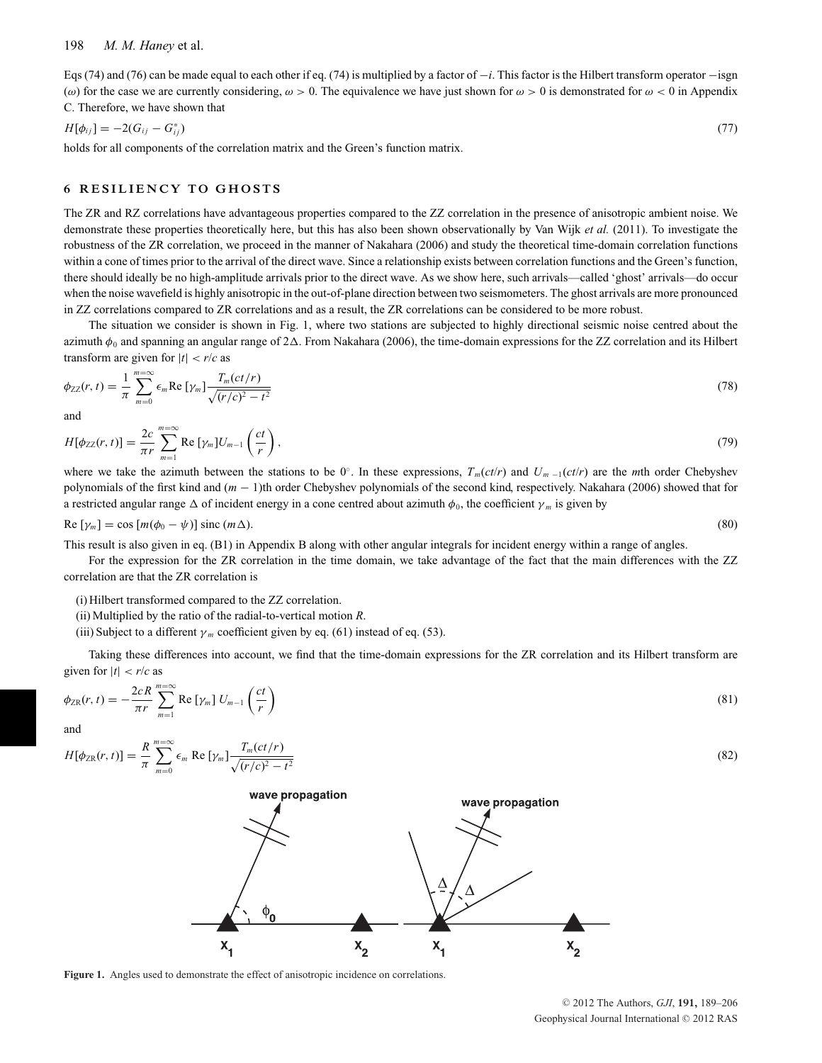Eqs (74) and (76) can be made equal to each other if eq. (74) is multiplied by a factor of $-i$. This factor is the Hilbert transform operator $-\text{isgn}(\omega)$ for the case we are currently considering, $\omega > 0$. The equivalence we have just shown for $\omega > 0$ is demonstrated for $\omega < 0$ in Appendix C. Therefore, we have shown that

$$H[\phi_{ij}] = -2(G_{ij} - G_{ij}^*) \tag{77}$$

holds for all components of the correlation matrix and the Green's function matrix.

## 6 RESILIENCY TO GHOSTS

The ZR and RZ correlations have advantageous properties compared to the ZZ correlation in the presence of anisotropic ambient noise. We demonstrate these properties theoretically here, but this has also been shown observationally by Van Wijk *et al.* (2011). To investigate the robustness of the ZR correlation, we proceed in the manner of Nakahara (2006) and study the theoretical time-domain correlation functions within a cone of times prior to the arrival of the direct wave. Since a relationship exists between correlation functions and the Green's function, there should ideally be no high-amplitude arrivals prior to the direct wave. As we show here, such arrivals—called 'ghost' arrivals—do occur when the noise wavefield is highly anisotropic in the out-of-plane direction between two seismometers. The ghost arrivals are more pronounced in ZZ correlations compared to ZR correlations and as a result, the ZR correlations can be considered to be more robust.

The situation we consider is shown in Fig. 1, where two stations are subjected to highly directional seismic noise centred about the azimuth $\phi_0$ and spanning an angular range of $2\Delta$. From Nakahara (2006), the time-domain expressions for the ZZ correlation and its Hilbert transform are given for $|t| < r/c$ as

$$\phi_{\mathrm{ZZ}}(r, t) = \frac{1}{\pi} \sum_{m=0}^{m=\infty} \epsilon_m \mathrm{Re}\,[\gamma_m] \frac{T_m(ct/r)}{\sqrt{(r/c)^2 - t^2}} \tag{78}$$

and

$$H[\phi_{\mathrm{ZZ}}(r, t)] = \frac{2c}{\pi r} \sum_{m=1}^{m=\infty} \mathrm{Re}\,[\gamma_m] U_{m-1}\left(\frac{ct}{r}\right), \tag{79}$$

where we take the azimuth between the stations to be 0°. In these expressions, $T_m(ct/r)$ and $U_{m-1}(ct/r)$ are the $m$th order Chebyshev polynomials of the first kind and $(m-1)$th order Chebyshev polynomials of the second kind, respectively. Nakahara (2006) showed that for a restricted angular range $\Delta$ of incident energy in a cone centred about azimuth $\phi_0$, the coefficient $\gamma_m$ is given by

$$\mathrm{Re}\,[\gamma_m] = \cos\,[m(\phi_0 - \psi)]\,\mathrm{sinc}\,(m\Delta). \tag{80}$$

This result is also given in eq. (B1) in Appendix B along with other angular integrals for incident energy within a range of angles.

For the expression for the ZR correlation in the time domain, we take advantage of the fact that the main differences with the ZZ correlation are that the ZR correlation is

(i) Hilbert transformed compared to the ZZ correlation.
(ii) Multiplied by the ratio of the radial-to-vertical motion $R$.
(iii) Subject to a different $\gamma_m$ coefficient given by eq. (61) instead of eq. (53).

Taking these differences into account, we find that the time-domain expressions for the ZR correlation and its Hilbert transform are given for $|t| < r/c$ as

$$\phi_{\mathrm{ZR}}(r, t) = -\frac{2cR}{\pi r} \sum_{m=1}^{m=\infty} \mathrm{Re}\,[\gamma_m]\, U_{m-1}\left(\frac{ct}{r}\right) \tag{81}$$

and

$$H[\phi_{\mathrm{ZR}}(r, t)] = \frac{R}{\pi} \sum_{m=0}^{m=\infty} \epsilon_m\, \mathrm{Re}\,[\gamma_m] \frac{T_m(ct/r)}{\sqrt{(r/c)^2 - t^2}} \tag{82}$$

**Figure 1.** Angles used to demonstrate the effect of anisotropic incidence on correlations.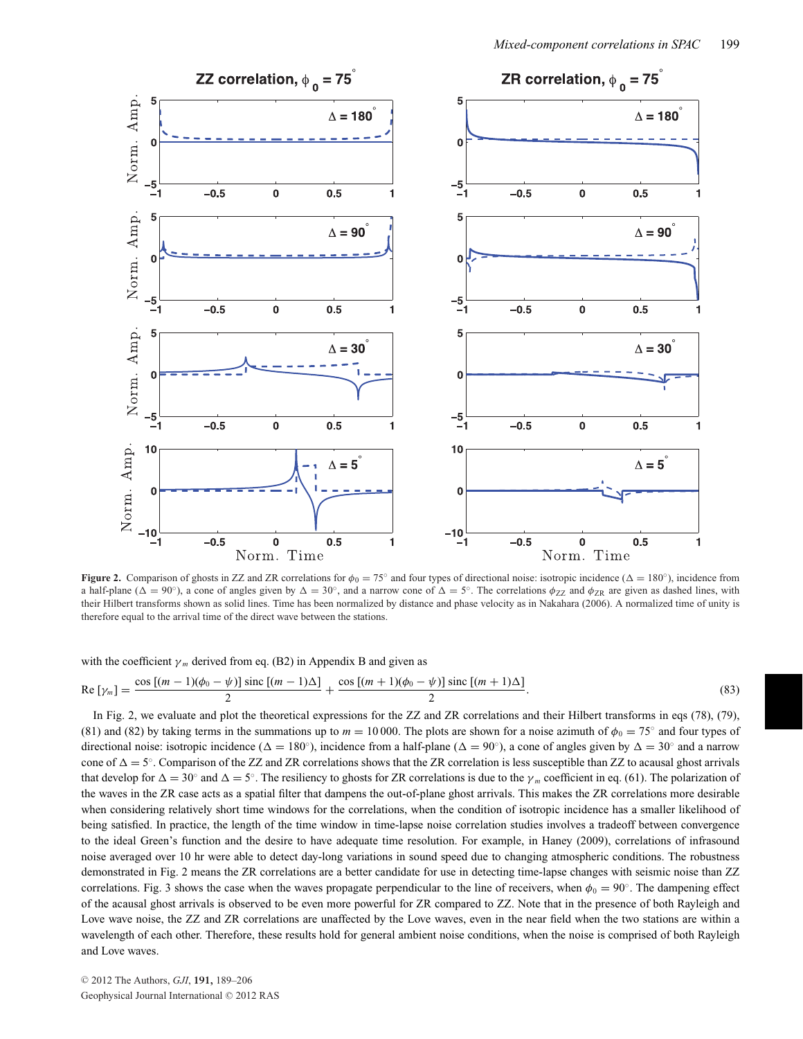**Figure 2.** Comparison of ghosts in ZZ and ZR correlations for $\phi_0 = 75^\circ$ and four types of directional noise: isotropic incidence ($\Delta = 180^\circ$), incidence from a half-plane ($\Delta = 90^\circ$), a cone of angles given by $\Delta = 30^\circ$, and a narrow cone of $\Delta = 5^\circ$. The correlations $\phi_{ZZ}$ and $\phi_{ZR}$ are given as dashed lines, with their Hilbert transforms shown as solid lines. Time has been normalized by distance and phase velocity as in Nakahara (2006). A normalized time of unity is therefore equal to the arrival time of the direct wave between the stations.

with the coefficient $\gamma_m$ derived from eq. (B2) in Appendix B and given as

$$\mathrm{Re}\,[\gamma_m] = \frac{\cos\,[(m-1)(\phi_0-\psi)]\,\mathrm{sinc}\,[(m-1)\Delta]}{2} + \frac{\cos\,[(m+1)(\phi_0-\psi)]\,\mathrm{sinc}\,[(m+1)\Delta]}{2}. \tag{83}$$

In Fig. 2, we evaluate and plot the theoretical expressions for the ZZ and ZR correlations and their Hilbert transforms in eqs (78), (79), (81) and (82) by taking terms in the summations up to $m = 10\,000$. The plots are shown for a noise azimuth of $\phi_0 = 75^\circ$ and four types of directional noise: isotropic incidence ($\Delta = 180^\circ$), incidence from a half-plane ($\Delta = 90^\circ$), a cone of angles given by $\Delta = 30^\circ$ and a narrow cone of $\Delta = 5^\circ$. Comparison of the ZZ and ZR correlations shows that the ZR correlation is less susceptible than ZZ to acausal ghost arrivals that develop for $\Delta = 30^\circ$ and $\Delta = 5^\circ$. The resiliency to ghosts for ZR correlations is due to the $\gamma_m$ coefficient in eq. (61). The polarization of the waves in the ZR case acts as a spatial filter that dampens the out-of-plane ghost arrivals. This makes the ZR correlations more desirable when considering relatively short time windows for the correlations, when the condition of isotropic incidence has a smaller likelihood of being satisfied. In practice, the length of the time window in time-lapse noise correlation studies involves a tradeoff between convergence to the ideal Green's function and the desire to have adequate time resolution. For example, in Haney (2009), correlations of infrasound noise averaged over 10 hr were able to detect day-long variations in sound speed due to changing atmospheric conditions. The robustness demonstrated in Fig. 2 means the ZR correlations are a better candidate for use in detecting time-lapse changes with seismic noise than ZZ correlations. Fig. 3 shows the case when the waves propagate perpendicular to the line of receivers, when $\phi_0 = 90^\circ$. The dampening effect of the acausal ghost arrivals is observed to be even more powerful for ZR compared to ZZ. Note that in the presence of both Rayleigh and Love wave noise, the ZZ and ZR correlations are unaffected by the Love waves, even in the near field when the two stations are within a wavelength of each other. Therefore, these results hold for general ambient noise conditions, when the noise is comprised of both Rayleigh and Love waves.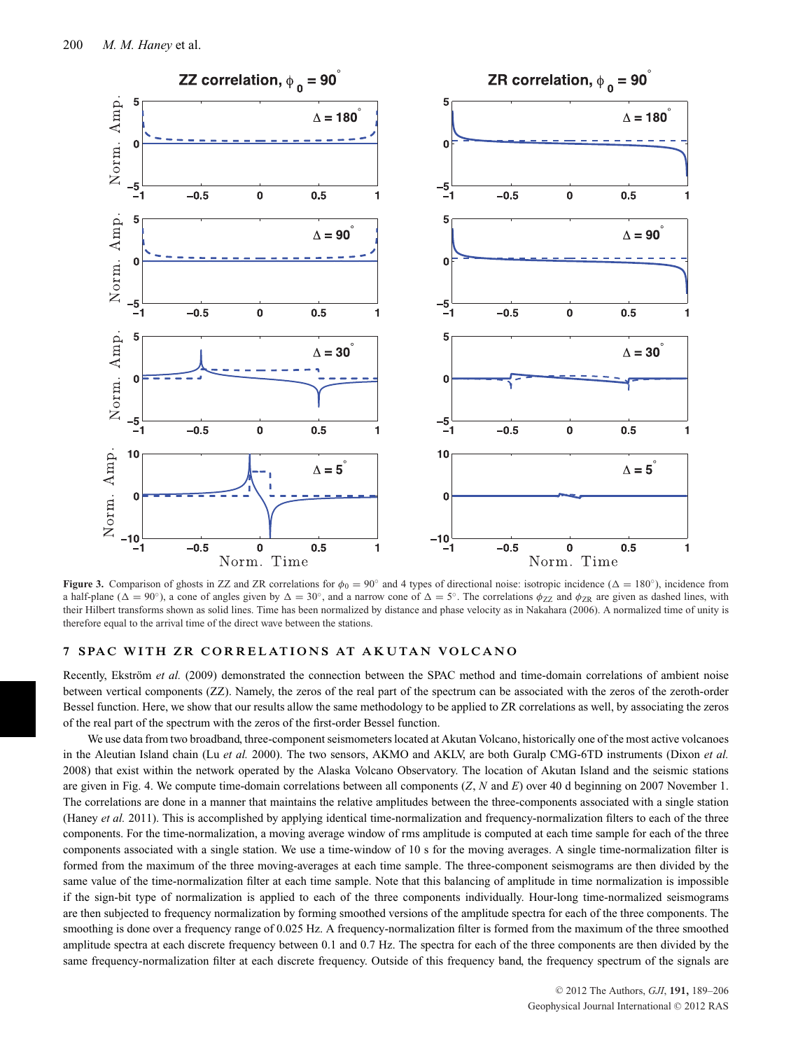**Figure 3.** Comparison of ghosts in ZZ and ZR correlations for $\phi_0 = 90°$ and 4 types of directional noise: isotropic incidence ($\Delta = 180°$), incidence from a half-plane ($\Delta = 90°$), a cone of angles given by $\Delta = 30°$, and a narrow cone of $\Delta = 5°$. The correlations $\phi_{ZZ}$ and $\phi_{ZR}$ are given as dashed lines, with their Hilbert transforms shown as solid lines. Time has been normalized by distance and phase velocity as in Nakahara (2006). A normalized time of unity is therefore equal to the arrival time of the direct wave between the stations.

## 7 SPAC WITH ZR CORRELATIONS AT AKUTAN VOLCANO

Recently, Ekström *et al.* (2009) demonstrated the connection between the SPAC method and time-domain correlations of ambient noise between vertical components (ZZ). Namely, the zeros of the real part of the spectrum can be associated with the zeros of the zeroth-order Bessel function. Here, we show that our results allow the same methodology to be applied to ZR correlations as well, by associating the zeros of the real part of the spectrum with the zeros of the first-order Bessel function.

We use data from two broadband, three-component seismometers located at Akutan Volcano, historically one of the most active volcanoes in the Aleutian Island chain (Lu *et al.* 2000). The two sensors, AKMO and AKLV, are both Guralp CMG-6TD instruments (Dixon *et al.* 2008) that exist within the network operated by the Alaska Volcano Observatory. The location of Akutan Island and the seismic stations are given in Fig. 4. We compute time-domain correlations between all components (*Z*, *N* and *E*) over 40 d beginning on 2007 November 1. The correlations are done in a manner that maintains the relative amplitudes between the three-components associated with a single station (Haney *et al.* 2011). This is accomplished by applying identical time-normalization and frequency-normalization filters to each of the three components. For the time-normalization, a moving average window of rms amplitude is computed at each time sample for each of the three components associated with a single station. We use a time-window of 10 s for the moving averages. A single time-normalization filter is formed from the maximum of the three moving-averages at each time sample. The three-component seismograms are then divided by the same value of the time-normalization filter at each time sample. Note that this balancing of amplitude in time normalization is impossible if the sign-bit type of normalization is applied to each of the three components individually. Hour-long time-normalized seismograms are then subjected to frequency normalization by forming smoothed versions of the amplitude spectra for each of the three components. The smoothing is done over a frequency range of 0.025 Hz. A frequency-normalization filter is formed from the maximum of the three smoothed amplitude spectra at each discrete frequency between 0.1 and 0.7 Hz. The spectra for each of the three components are then divided by the same frequency-normalization filter at each discrete frequency. Outside of this frequency band, the frequency spectrum of the signals are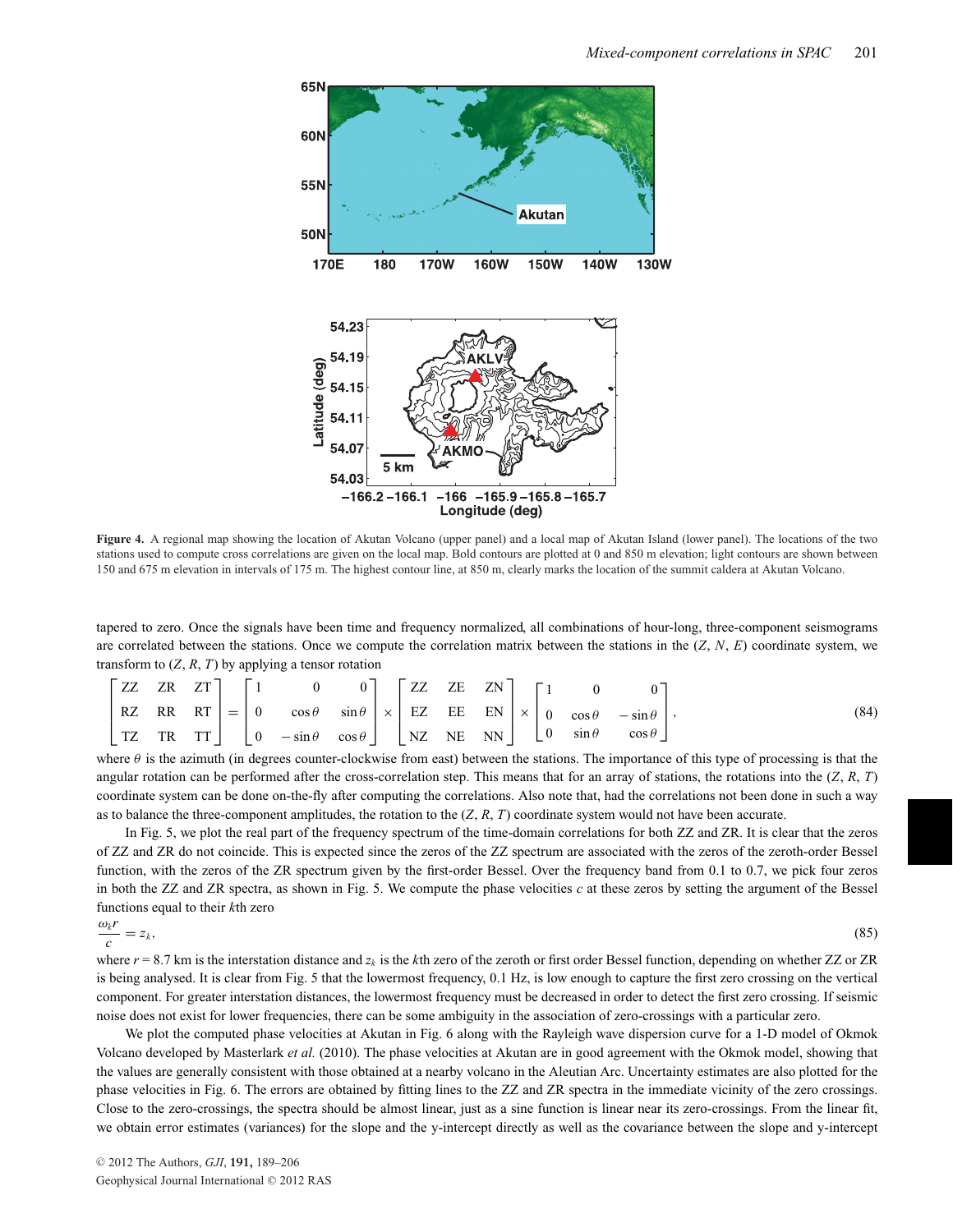**Figure 4.** A regional map showing the location of Akutan Volcano (upper panel) and a local map of Akutan Island (lower panel). The locations of the two stations used to compute cross correlations are given on the local map. Bold contours are plotted at 0 and 850 m elevation; light contours are shown between 150 and 675 m elevation in intervals of 175 m. The highest contour line, at 850 m, clearly marks the location of the summit caldera at Akutan Volcano.

tapered to zero. Once the signals have been time and frequency normalized, all combinations of hour-long, three-component seismograms are correlated between the stations. Once we compute the correlation matrix between the stations in the ($Z$, $N$, $E$) coordinate system, we transform to ($Z$, $R$, $T$) by applying a tensor rotation

$$
\begin{bmatrix} \mathrm{ZZ} & \mathrm{ZR} & \mathrm{ZT} \\ \mathrm{RZ} & \mathrm{RR} & \mathrm{RT} \\ \mathrm{TZ} & \mathrm{TR} & \mathrm{TT} \end{bmatrix} = \begin{bmatrix} 1 & 0 & 0 \\ 0 & \cos\theta & \sin\theta \\ 0 & -\sin\theta & \cos\theta \end{bmatrix} \times \begin{bmatrix} \mathrm{ZZ} & \mathrm{ZE} & \mathrm{ZN} \\ \mathrm{EZ} & \mathrm{EE} & \mathrm{EN} \\ \mathrm{NZ} & \mathrm{NE} & \mathrm{NN} \end{bmatrix} \times \begin{bmatrix} 1 & 0 & 0 \\ 0 & \cos\theta & -\sin\theta \\ 0 & \sin\theta & \cos\theta \end{bmatrix}, \tag{84}
$$

where $\theta$ is the azimuth (in degrees counter-clockwise from east) between the stations. The importance of this type of processing is that the angular rotation can be performed after the cross-correlation step. This means that for an array of stations, the rotations into the ($Z$, $R$, $T$) coordinate system can be done on-the-fly after computing the correlations. Also note that, had the correlations not been done in such a way as to balance the three-component amplitudes, the rotation to the ($Z$, $R$, $T$) coordinate system would not have been accurate.

In Fig. 5, we plot the real part of the frequency spectrum of the time-domain correlations for both ZZ and ZR. It is clear that the zeros of ZZ and ZR do not coincide. This is expected since the zeros of the ZZ spectrum are associated with the zeros of the zeroth-order Bessel function, with the zeros of the ZR spectrum given by the first-order Bessel. Over the frequency band from 0.1 to 0.7, we pick four zeros in both the ZZ and ZR spectra, as shown in Fig. 5. We compute the phase velocities $c$ at these zeros by setting the argument of the Bessel functions equal to their $k$th zero

$$
\frac{\omega_k r}{c} = z_k, \tag{85}
$$

where $r = 8.7$ km is the interstation distance and $z_k$ is the $k$th zero of the zeroth or first order Bessel function, depending on whether ZZ or ZR is being analysed. It is clear from Fig. 5 that the lowermost frequency, 0.1 Hz, is low enough to capture the first zero crossing on the vertical component. For greater interstation distances, the lowermost frequency must be decreased in order to detect the first zero crossing. If seismic noise does not exist for lower frequencies, there can be some ambiguity in the association of zero-crossings with a particular zero.

We plot the computed phase velocities at Akutan in Fig. 6 along with the Rayleigh wave dispersion curve for a 1-D model of Okmok Volcano developed by Masterlark *et al.* (2010). The phase velocities at Akutan are in good agreement with the Okmok model, showing that the values are generally consistent with those obtained at a nearby volcano in the Aleutian Arc. Uncertainty estimates are also plotted for the phase velocities in Fig. 6. The errors are obtained by fitting lines to the ZZ and ZR spectra in the immediate vicinity of the zero crossings. Close to the zero-crossings, the spectra should be almost linear, just as a sine function is linear near its zero-crossings. From the linear fit, we obtain error estimates (variances) for the slope and the y-intercept directly as well as the covariance between the slope and y-intercept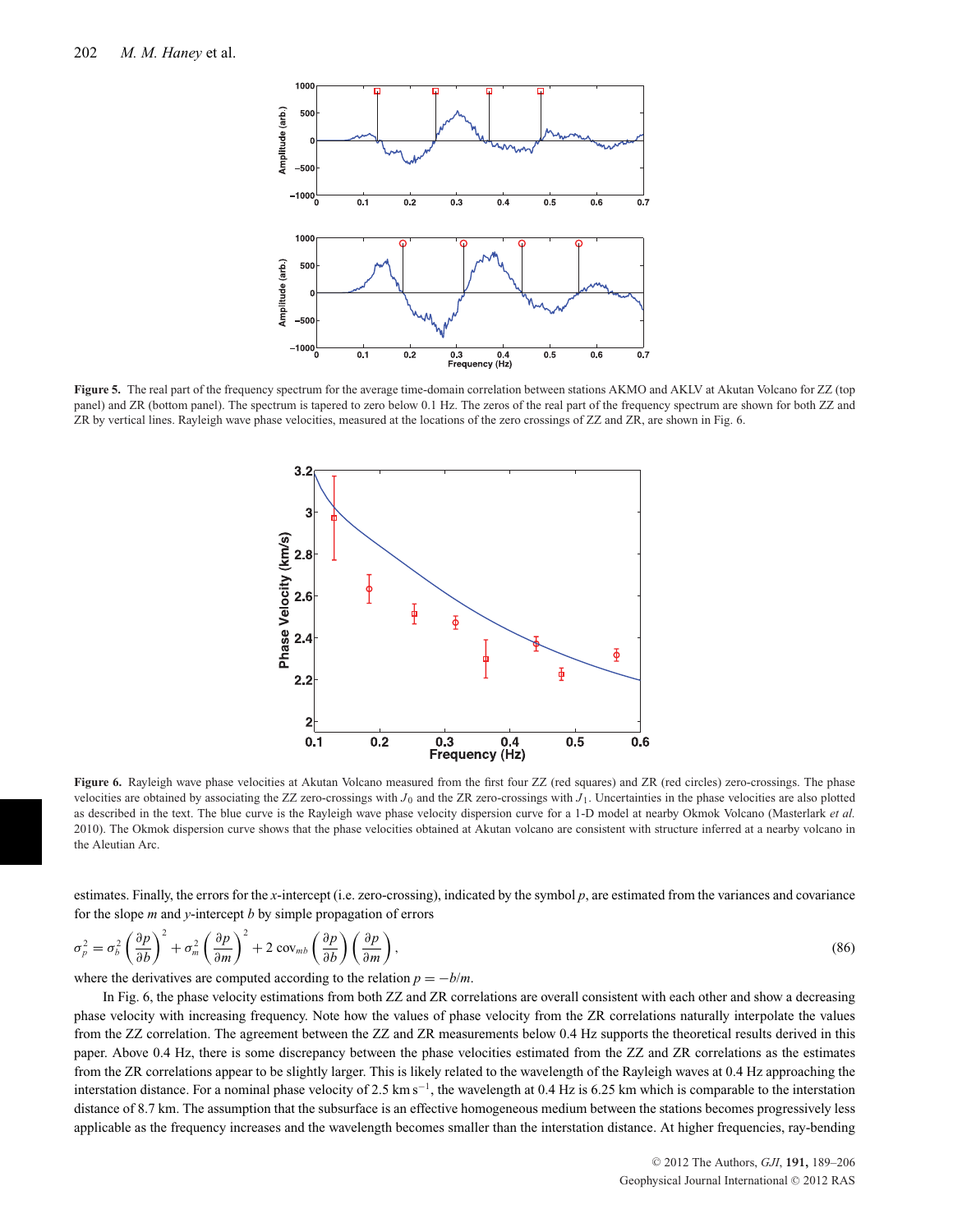**Figure 5.** The real part of the frequency spectrum for the average time-domain correlation between stations AKMO and AKLV at Akutan Volcano for ZZ (top panel) and ZR (bottom panel). The spectrum is tapered to zero below 0.1 Hz. The zeros of the real part of the frequency spectrum are shown for both ZZ and ZR by vertical lines. Rayleigh wave phase velocities, measured at the locations of the zero crossings of ZZ and ZR, are shown in Fig. 6.

**Figure 6.** Rayleigh wave phase velocities at Akutan Volcano measured from the first four ZZ (red squares) and ZR (red circles) zero-crossings. The phase velocities are obtained by associating the ZZ zero-crossings with $J_0$ and the ZR zero-crossings with $J_1$. Uncertainties in the phase velocities are also plotted as described in the text. The blue curve is the Rayleigh wave phase velocity dispersion curve for a 1-D model at nearby Okmok Volcano (Masterlark *et al.* 2010). The Okmok dispersion curve shows that the phase velocities obtained at Akutan volcano are consistent with structure inferred at a nearby volcano in the Aleutian Arc.

estimates. Finally, the errors for the $x$-intercept (i.e. zero-crossing), indicated by the symbol $p$, are estimated from the variances and covariance for the slope $m$ and $y$-intercept $b$ by simple propagation of errors

$$\sigma_p^2 = \sigma_b^2 \left(\frac{\partial p}{\partial b}\right)^2 + \sigma_m^2 \left(\frac{\partial p}{\partial m}\right)^2 + 2\,\mathrm{cov}_{mb}\left(\frac{\partial p}{\partial b}\right)\left(\frac{\partial p}{\partial m}\right), \tag{86}$$

where the derivatives are computed according to the relation $p = -b/m$.

In Fig. 6, the phase velocity estimations from both ZZ and ZR correlations are overall consistent with each other and show a decreasing phase velocity with increasing frequency. Note how the values of phase velocity from the ZR correlations naturally interpolate the values from the ZZ correlation. The agreement between the ZZ and ZR measurements below 0.4 Hz supports the theoretical results derived in this paper. Above 0.4 Hz, there is some discrepancy between the phase velocities estimated from the ZZ and ZR correlations as the estimates from the ZR correlations appear to be slightly larger. This is likely related to the wavelength of the Rayleigh waves at 0.4 Hz approaching the interstation distance. For a nominal phase velocity of 2.5 km s$^{-1}$, the wavelength at 0.4 Hz is 6.25 km which is comparable to the interstation distance of 8.7 km. The assumption that the subsurface is an effective homogeneous medium between the stations becomes progressively less applicable as the frequency increases and the wavelength becomes smaller than the interstation distance. At higher frequencies, ray-bending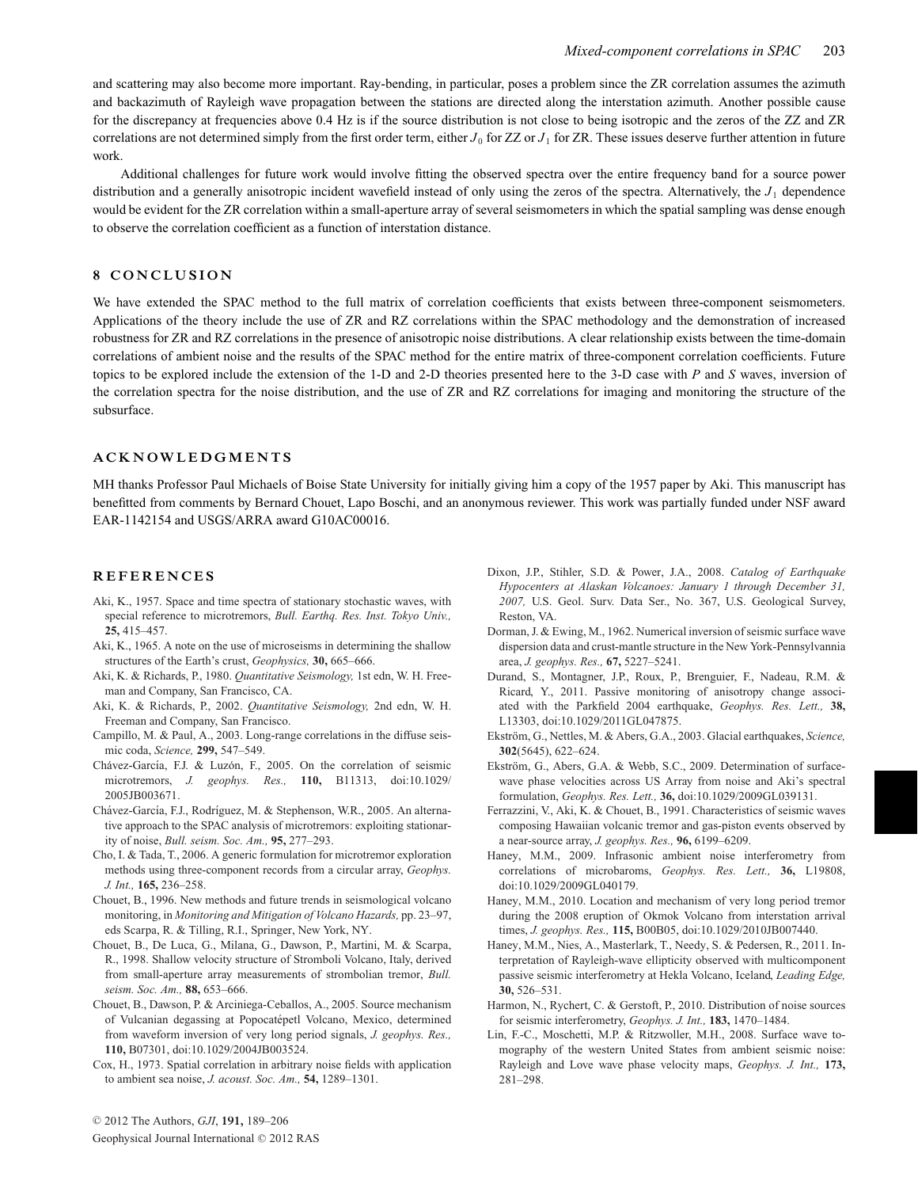and scattering may also become more important. Ray-bending, in particular, poses a problem since the ZR correlation assumes the azimuth and backazimuth of Rayleigh wave propagation between the stations are directed along the interstation azimuth. Another possible cause for the discrepancy at frequencies above 0.4 Hz is if the source distribution is not close to being isotropic and the zeros of the ZZ and ZR correlations are not determined simply from the first order term, either $J_0$ for ZZ or $J_1$ for ZR. These issues deserve further attention in future work.

Additional challenges for future work would involve fitting the observed spectra over the entire frequency band for a source power distribution and a generally anisotropic incident wavefield instead of only using the zeros of the spectra. Alternatively, the $J_1$ dependence would be evident for the ZR correlation within a small-aperture array of several seismometers in which the spatial sampling was dense enough to observe the correlation coefficient as a function of interstation distance.

## 8 CONCLUSION

We have extended the SPAC method to the full matrix of correlation coefficients that exists between three-component seismometers. Applications of the theory include the use of ZR and RZ correlations within the SPAC methodology and the demonstration of increased robustness for ZR and RZ correlations in the presence of anisotropic noise distributions. A clear relationship exists between the time-domain correlations of ambient noise and the results of the SPAC method for the entire matrix of three-component correlation coefficients. Future topics to be explored include the extension of the 1-D and 2-D theories presented here to the 3-D case with *P* and *S* waves, inversion of the correlation spectra for the noise distribution, and the use of ZR and RZ correlations for imaging and monitoring the structure of the subsurface.

## ACKNOWLEDGMENTS

MH thanks Professor Paul Michaels of Boise State University for initially giving him a copy of the 1957 paper by Aki. This manuscript has benefitted from comments by Bernard Chouet, Lapo Boschi, and an anonymous reviewer. This work was partially funded under NSF award EAR-1142154 and USGS/ARRA award G10AC00016.

## REFERENCES

Aki, K., 1957. Space and time spectra of stationary stochastic waves, with special reference to microtremors, *Bull. Earthq. Res. Inst. Tokyo Univ.,* **25,** 415–457.

Aki, K., 1965. A note on the use of microseisms in determining the shallow structures of the Earth's crust, *Geophysics,* **30,** 665–666.

Aki, K. & Richards, P., 1980. *Quantitative Seismology,* 1st edn, W. H. Freeman and Company, San Francisco, CA.

Aki, K. & Richards, P., 2002. *Quantitative Seismology,* 2nd edn, W. H. Freeman and Company, San Francisco.

Campillo, M. & Paul, A., 2003. Long-range correlations in the diffuse seismic coda, *Science,* **299,** 547–549.

Chávez-García, F.J. & Luzón, F., 2005. On the correlation of seismic microtremors, *J. geophys. Res.,* **110,** B11313, doi:10.1029/2005JB003671.

Chávez-García, F.J., Rodríguez, M. & Stephenson, W.R., 2005. An alternative approach to the SPAC analysis of microtremors: exploiting stationarity of noise, *Bull. seism. Soc. Am.,* **95,** 277–293.

Cho, I. & Tada, T., 2006. A generic formulation for microtremor exploration methods using three-component records from a circular array, *Geophys. J. Int.,* **165,** 236–258.

Chouet, B., 1996. New methods and future trends in seismological volcano monitoring, in *Monitoring and Mitigation of Volcano Hazards,* pp. 23–97, eds Scarpa, R. & Tilling, R.I., Springer, New York, NY.

Chouet, B., De Luca, G., Milana, G., Dawson, P., Martini, M. & Scarpa, R., 1998. Shallow velocity structure of Stromboli Volcano, Italy, derived from small-aperture array measurements of strombolian tremor, *Bull. seism. Soc. Am.,* **88,** 653–666.

Chouet, B., Dawson, P. & Arciniega-Ceballos, A., 2005. Source mechanism of Vulcanian degassing at Popocatépetl Volcano, Mexico, determined from waveform inversion of very long period signals, *J. geophys. Res.,* **110,** B07301, doi:10.1029/2004JB003524.

Cox, H., 1973. Spatial correlation in arbitrary noise fields with application to ambient sea noise, *J. acoust. Soc. Am.,* **54,** 1289–1301.

Dixon, J.P., Stihler, S.D. & Power, J.A., 2008. *Catalog of Earthquake Hypocenters at Alaskan Volcanoes: January 1 through December 31, 2007,* U.S. Geol. Surv. Data Ser., No. 367, U.S. Geological Survey, Reston, VA.

Dorman, J. & Ewing, M., 1962. Numerical inversion of seismic surface wave dispersion data and crust-mantle structure in the New York-Pennsylvannia area, *J. geophys. Res.,* **67,** 5227–5241.

Durand, S., Montagner, J.P., Roux, P., Brenguier, F., Nadeau, R.M. & Ricard, Y., 2011. Passive monitoring of anisotropy change associated with the Parkfield 2004 earthquake, *Geophys. Res. Lett.,* **38,** L13303, doi:10.1029/2011GL047875.

Ekström, G., Nettles, M. & Abers, G.A., 2003. Glacial earthquakes, *Science,* **302**(5645), 622–624.

Ekström, G., Abers, G.A. & Webb, S.C., 2009. Determination of surface-wave phase velocities across US Array from noise and Aki's spectral formulation, *Geophys. Res. Lett.,* **36,** doi:10.1029/2009GL039131.

Ferrazzini, V., Aki, K. & Chouet, B., 1991. Characteristics of seismic waves composing Hawaiian volcanic tremor and gas-piston events observed by a near-source array, *J. geophys. Res.,* **96,** 6199–6209.

Haney, M.M., 2009. Infrasonic ambient noise interferometry from correlations of microbaroms, *Geophys. Res. Lett.,* **36,** L19808, doi:10.1029/2009GL040179.

Haney, M.M., 2010. Location and mechanism of very long period tremor during the 2008 eruption of Okmok Volcano from interstation arrival times, *J. geophys. Res.,* **115,** B00B05, doi:10.1029/2010JB007440.

Haney, M.M., Nies, A., Masterlark, T., Needy, S. & Pedersen, R., 2011. Interpretation of Rayleigh-wave ellipticity observed with multicomponent passive seismic interferometry at Hekla Volcano, Iceland, *Leading Edge,* **30,** 526–531.

Harmon, N., Rychert, C. & Gerstoft, P., 2010. Distribution of noise sources for seismic interferometry, *Geophys. J. Int.,* **183,** 1470–1484.

Lin, F.-C., Moschetti, M.P. & Ritzwoller, M.H., 2008. Surface wave tomography of the western United States from ambient seismic noise: Rayleigh and Love wave phase velocity maps, *Geophys. J. Int.,* **173,** 281–298.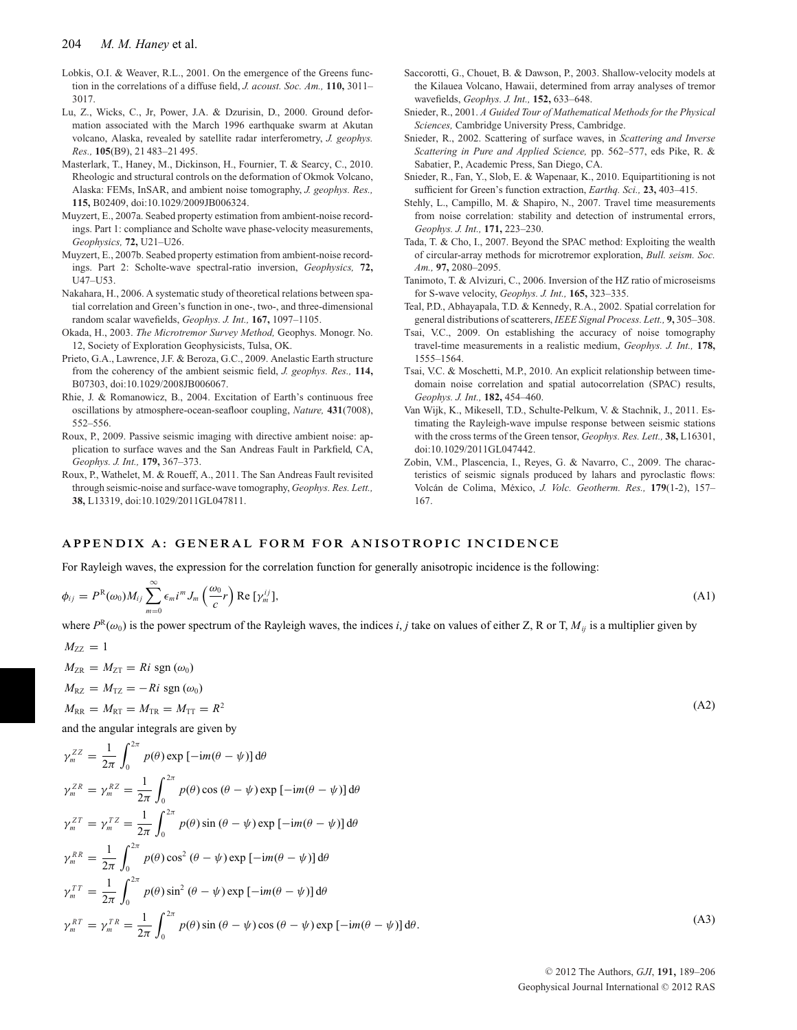Lobkis, O.I. & Weaver, R.L., 2001. On the emergence of the Greens function in the correlations of a diffuse field, *J. acoust. Soc. Am.,* **110,** 3011–3017.

Lu, Z., Wicks, C., Jr, Power, J.A. & Dzurisin, D., 2000. Ground deformation associated with the March 1996 earthquake swarm at Akutan volcano, Alaska, revealed by satellite radar interferometry, *J. geophys. Res.,* **105**(B9), 21 483–21 495.

Masterlark, T., Haney, M., Dickinson, H., Fournier, T. & Searcy, C., 2010. Rheologic and structural controls on the deformation of Okmok Volcano, Alaska: FEMs, InSAR, and ambient noise tomography, *J. geophys. Res.,* **115,** B02409, doi:10.1029/2009JB006324.

Muyzert, E., 2007a. Seabed property estimation from ambient-noise recordings. Part 1: compliance and Scholte wave phase-velocity measurements, *Geophysics,* **72,** U21–U26.

Muyzert, E., 2007b. Seabed property estimation from ambient-noise recordings. Part 2: Scholte-wave spectral-ratio inversion, *Geophysics,* **72,** U47–U53.

Nakahara, H., 2006. A systematic study of theoretical relations between spatial correlation and Green's function in one-, two-, and three-dimensional random scalar wavefields, *Geophys. J. Int.,* **167,** 1097–1105.

Okada, H., 2003. *The Microtremor Survey Method,* Geophys. Monogr. No. 12, Society of Exploration Geophysicists, Tulsa, OK.

Prieto, G.A., Lawrence, J.F. & Beroza, G.C., 2009. Anelastic Earth structure from the coherency of the ambient seismic field, *J. geophys. Res.,* **114,** B07303, doi:10.1029/2008JB006067.

Rhie, J. & Romanowicz, B., 2004. Excitation of Earth's continuous free oscillations by atmosphere-ocean-seafloor coupling, *Nature,* **431**(7008), 552–556.

Roux, P., 2009. Passive seismic imaging with directive ambient noise: application to surface waves and the San Andreas Fault in Parkfield, CA, *Geophys. J. Int.,* **179,** 367–373.

Roux, P., Wathelet, M. & Roueff, A., 2011. The San Andreas Fault revisited through seismic-noise and surface-wave tomography, *Geophys. Res. Lett.,* **38,** L13319, doi:10.1029/2011GL047811.

Saccorotti, G., Chouet, B. & Dawson, P., 2003. Shallow-velocity models at the Kilauea Volcano, Hawaii, determined from array analyses of tremor wavefields, *Geophys. J. Int.,* **152,** 633–648.

Snieder, R., 2001. *A Guided Tour of Mathematical Methods for the Physical Sciences,* Cambridge University Press, Cambridge.

Snieder, R., 2002. Scattering of surface waves, in *Scattering and Inverse Scattering in Pure and Applied Science,* pp. 562–577, eds Pike, R. & Sabatier, P., Academic Press, San Diego, CA.

Snieder, R., Fan, Y., Slob, E. & Wapenaar, K., 2010. Equipartitioning is not sufficient for Green's function extraction, *Earthq. Sci.,* **23,** 403–415.

Stehly, L., Campillo, M. & Shapiro, N., 2007. Travel time measurements from noise correlation: stability and detection of instrumental errors, *Geophys. J. Int.,* **171,** 223–230.

Tada, T. & Cho, I., 2007. Beyond the SPAC method: Exploiting the wealth of circular-array methods for microtremor exploration, *Bull. seism. Soc. Am.,* **97,** 2080–2095.

Tanimoto, T. & Alvizuri, C., 2006. Inversion of the HZ ratio of microseisms for S-wave velocity, *Geophys. J. Int.,* **165,** 323–335.

Teal, P.D., Abhayapala, T.D. & Kennedy, R.A., 2002. Spatial correlation for general distributions of scatterers, *IEEE Signal Process. Lett.,* **9,** 305–308.

Tsai, V.C., 2009. On establishing the accuracy of noise tomography travel-time measurements in a realistic medium, *Geophys. J. Int.,* **178,** 1555–1564.

Tsai, V.C. & Moschetti, M.P., 2010. An explicit relationship between time-domain noise correlation and spatial autocorrelation (SPAC) results, *Geophys. J. Int.,* **182,** 454–460.

Van Wijk, K., Mikesell, T.D., Schulte-Pelkum, V. & Stachnik, J., 2011. Estimating the Rayleigh-wave impulse response between seismic stations with the cross terms of the Green tensor, *Geophys. Res. Lett.,* **38,** L16301, doi:10.1029/2011GL047442.

Zobin, V.M., Plascencia, I., Reyes, G. & Navarro, C., 2009. The characteristics of seismic signals produced by lahars and pyroclastic flows: Volcán de Colima, México, *J. Volc. Geotherm. Res.,* **179**(1-2), 157–167.

## APPENDIX A: GENERAL FORM FOR ANISOTROPIC INCIDENCE

For Rayleigh waves, the expression for the correlation function for generally anisotropic incidence is the following:

$$\phi_{ij} = P^{\mathrm{R}}(\omega_0) M_{ij} \sum_{m=0}^{\infty} \epsilon_m i^m J_m\left(\frac{\omega_0}{c} r\right) \mathrm{Re}\,[\gamma_m^{ij}], \tag{A1}$$

where $P^{\mathrm{R}}(\omega_0)$ is the power spectrum of the Rayleigh waves, the indices $i, j$ take on values of either Z, R or T, $M_{ij}$ is a multiplier given by

$$\begin{aligned}
M_{\mathrm{ZZ}} &= 1 \\
M_{\mathrm{ZR}} &= M_{\mathrm{ZT}} = Ri\ \mathrm{sgn}\,(\omega_0) \\
M_{\mathrm{RZ}} &= M_{\mathrm{TZ}} = -Ri\ \mathrm{sgn}\,(\omega_0) \\
M_{\mathrm{RR}} &= M_{\mathrm{RT}} = M_{\mathrm{TR}} = M_{\mathrm{TT}} = R^2
\end{aligned} \tag{A2}$$

and the angular integrals are given by

$$\begin{aligned}
\gamma_m^{ZZ} &= \frac{1}{2\pi}\int_0^{2\pi} p(\theta) \exp\left[-\mathrm{i}m(\theta-\psi)\right] \mathrm{d}\theta \\
\gamma_m^{ZR} &= \gamma_m^{RZ} = \frac{1}{2\pi}\int_0^{2\pi} p(\theta) \cos(\theta-\psi) \exp\left[-\mathrm{i}m(\theta-\psi)\right] \mathrm{d}\theta \\
\gamma_m^{ZT} &= \gamma_m^{TZ} = \frac{1}{2\pi}\int_0^{2\pi} p(\theta) \sin(\theta-\psi) \exp\left[-\mathrm{i}m(\theta-\psi)\right] \mathrm{d}\theta \\
\gamma_m^{RR} &= \frac{1}{2\pi}\int_0^{2\pi} p(\theta) \cos^2(\theta-\psi) \exp\left[-\mathrm{i}m(\theta-\psi)\right] \mathrm{d}\theta \\
\gamma_m^{TT} &= \frac{1}{2\pi}\int_0^{2\pi} p(\theta) \sin^2(\theta-\psi) \exp\left[-\mathrm{i}m(\theta-\psi)\right] \mathrm{d}\theta \\
\gamma_m^{RT} &= \gamma_m^{TR} = \frac{1}{2\pi}\int_0^{2\pi} p(\theta) \sin(\theta-\psi)\cos(\theta-\psi) \exp\left[-\mathrm{i}m(\theta-\psi)\right] \mathrm{d}\theta.
\end{aligned} \tag{A3}$$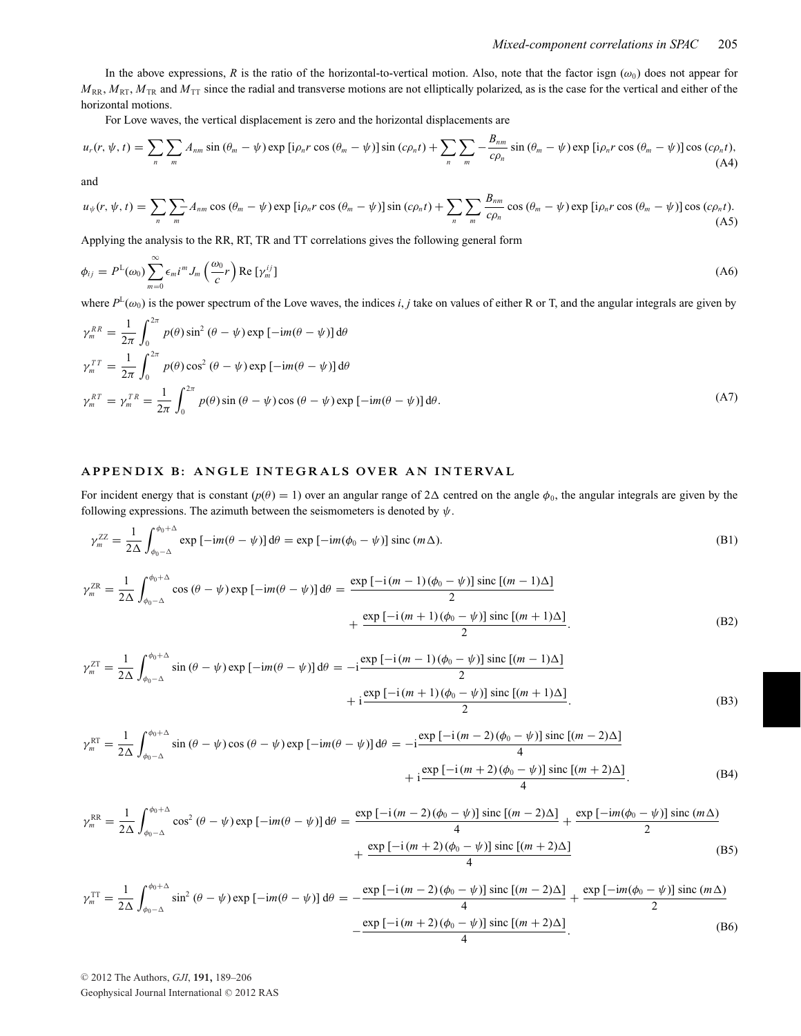In the above expressions, $R$ is the ratio of the horizontal-to-vertical motion. Also, note that the factor isgn $(\omega_0)$ does not appear for $M_{\mathrm{RR}}$, $M_{\mathrm{RT}}$, $M_{\mathrm{TR}}$ and $M_{\mathrm{TT}}$ since the radial and transverse motions are not elliptically polarized, as is the case for the vertical and either of the horizontal motions.

For Love waves, the vertical displacement is zero and the horizontal displacements are

$$u_r(r,\psi,t) = \sum_n\sum_m A_{nm}\sin(\theta_m-\psi)\exp[\mathrm{i}\rho_n r\cos(\theta_m-\psi)]\sin(c\rho_n t) + \sum_n\sum_m -\frac{B_{nm}}{c\rho_n}\sin(\theta_m-\psi)\exp[\mathrm{i}\rho_n r\cos(\theta_m-\psi)]\cos(c\rho_n t), \tag{A4}$$

and

$$u_\psi(r,\psi,t) = \sum_n\sum_m A_{nm}\cos(\theta_m-\psi)\exp[\mathrm{i}\rho_n r\cos(\theta_m-\psi)]\sin(c\rho_n t) + \sum_n\sum_m \frac{B_{nm}}{c\rho_n}\cos(\theta_m-\psi)\exp[\mathrm{i}\rho_n r\cos(\theta_m-\psi)]\cos(c\rho_n t). \tag{A5}$$

Applying the analysis to the RR, RT, TR and TT correlations gives the following general form

$$\phi_{ij} = P^{\mathrm{L}}(\omega_0)\sum_{m=0}^{\infty}\epsilon_m i^m J_m\left(\frac{\omega_0}{c}r\right)\mathrm{Re}\left[\gamma_m^{ij}\right] \tag{A6}$$

where $P^{\mathrm{L}}(\omega_0)$ is the power spectrum of the Love waves, the indices $i, j$ take on values of either R or T, and the angular integrals are given by

$$\begin{aligned}
\gamma_m^{RR} &= \frac{1}{2\pi}\int_0^{2\pi} p(\theta)\sin^2(\theta-\psi)\exp[-\mathrm{i}m(\theta-\psi)]\,\mathrm{d}\theta\\
\gamma_m^{TT} &= \frac{1}{2\pi}\int_0^{2\pi} p(\theta)\cos^2(\theta-\psi)\exp[-\mathrm{i}m(\theta-\psi)]\,\mathrm{d}\theta\\
\gamma_m^{RT} = \gamma_m^{TR} &= \frac{1}{2\pi}\int_0^{2\pi} p(\theta)\sin(\theta-\psi)\cos(\theta-\psi)\exp[-\mathrm{i}m(\theta-\psi)]\,\mathrm{d}\theta.
\end{aligned} \tag{A7}$$

## APPENDIX B: ANGLE INTEGRALS OVER AN INTERVAL

For incident energy that is constant ($p(\theta) = 1$) over an angular range of $2\Delta$ centred on the angle $\phi_0$, the angular integrals are given by the following expressions. The azimuth between the seismometers is denoted by $\psi$.

$$\gamma_m^{\mathrm{ZZ}} = \frac{1}{2\Delta}\int_{\phi_0-\Delta}^{\phi_0+\Delta}\exp[-\mathrm{i}m(\theta-\psi)]\,\mathrm{d}\theta = \exp[-\mathrm{i}m(\phi_0-\psi)]\,\mathrm{sinc}\,(m\Delta). \tag{B1}$$

$$\gamma_m^{\mathrm{ZR}} = \frac{1}{2\Delta}\int_{\phi_0-\Delta}^{\phi_0+\Delta}\cos(\theta-\psi)\exp[-\mathrm{i}m(\theta-\psi)]\,\mathrm{d}\theta = \frac{\exp[-\mathrm{i}(m-1)(\phi_0-\psi)]\,\mathrm{sinc}\,[(m-1)\Delta]}{2} + \frac{\exp[-\mathrm{i}(m+1)(\phi_0-\psi)]\,\mathrm{sinc}\,[(m+1)\Delta]}{2}. \tag{B2}$$

$$\gamma_m^{\mathrm{ZT}} = \frac{1}{2\Delta}\int_{\phi_0-\Delta}^{\phi_0+\Delta}\sin(\theta-\psi)\exp[-\mathrm{i}m(\theta-\psi)]\,\mathrm{d}\theta = -\mathrm{i}\frac{\exp[-\mathrm{i}(m-1)(\phi_0-\psi)]\,\mathrm{sinc}\,[(m-1)\Delta]}{2} + \mathrm{i}\frac{\exp[-\mathrm{i}(m+1)(\phi_0-\psi)]\,\mathrm{sinc}\,[(m+1)\Delta]}{2}. \tag{B3}$$

$$\gamma_m^{\mathrm{RT}} = \frac{1}{2\Delta}\int_{\phi_0-\Delta}^{\phi_0+\Delta}\sin(\theta-\psi)\cos(\theta-\psi)\exp[-\mathrm{i}m(\theta-\psi)]\,\mathrm{d}\theta = -\mathrm{i}\frac{\exp[-\mathrm{i}(m-2)(\phi_0-\psi)]\,\mathrm{sinc}\,[(m-2)\Delta]}{4} + \mathrm{i}\frac{\exp[-\mathrm{i}(m+2)(\phi_0-\psi)]\,\mathrm{sinc}\,[(m+2)\Delta]}{4}. \tag{B4}$$

$$\gamma_m^{\mathrm{RR}} = \frac{1}{2\Delta}\int_{\phi_0-\Delta}^{\phi_0+\Delta}\cos^2(\theta-\psi)\exp[-\mathrm{i}m(\theta-\psi)]\,\mathrm{d}\theta = \frac{\exp[-\mathrm{i}(m-2)(\phi_0-\psi)]\,\mathrm{sinc}\,[(m-2)\Delta]}{4} + \frac{\exp[-\mathrm{i}m(\phi_0-\psi)]\,\mathrm{sinc}\,(m\Delta)}{2} + \frac{\exp[-\mathrm{i}(m+2)(\phi_0-\psi)]\,\mathrm{sinc}\,[(m+2)\Delta]}{4} \tag{B5}$$

$$\gamma_m^{\mathrm{TT}} = \frac{1}{2\Delta}\int_{\phi_0-\Delta}^{\phi_0+\Delta}\sin^2(\theta-\psi)\exp[-\mathrm{i}m(\theta-\psi)]\,\mathrm{d}\theta = -\frac{\exp[-\mathrm{i}(m-2)(\phi_0-\psi)]\,\mathrm{sinc}\,[(m-2)\Delta]}{4} + \frac{\exp[-\mathrm{i}m(\phi_0-\psi)]\,\mathrm{sinc}\,(m\Delta)}{2} - \frac{\exp[-\mathrm{i}(m+2)(\phi_0-\psi)]\,\mathrm{sinc}\,[(m+2)\Delta]}{4}. \tag{B6}$$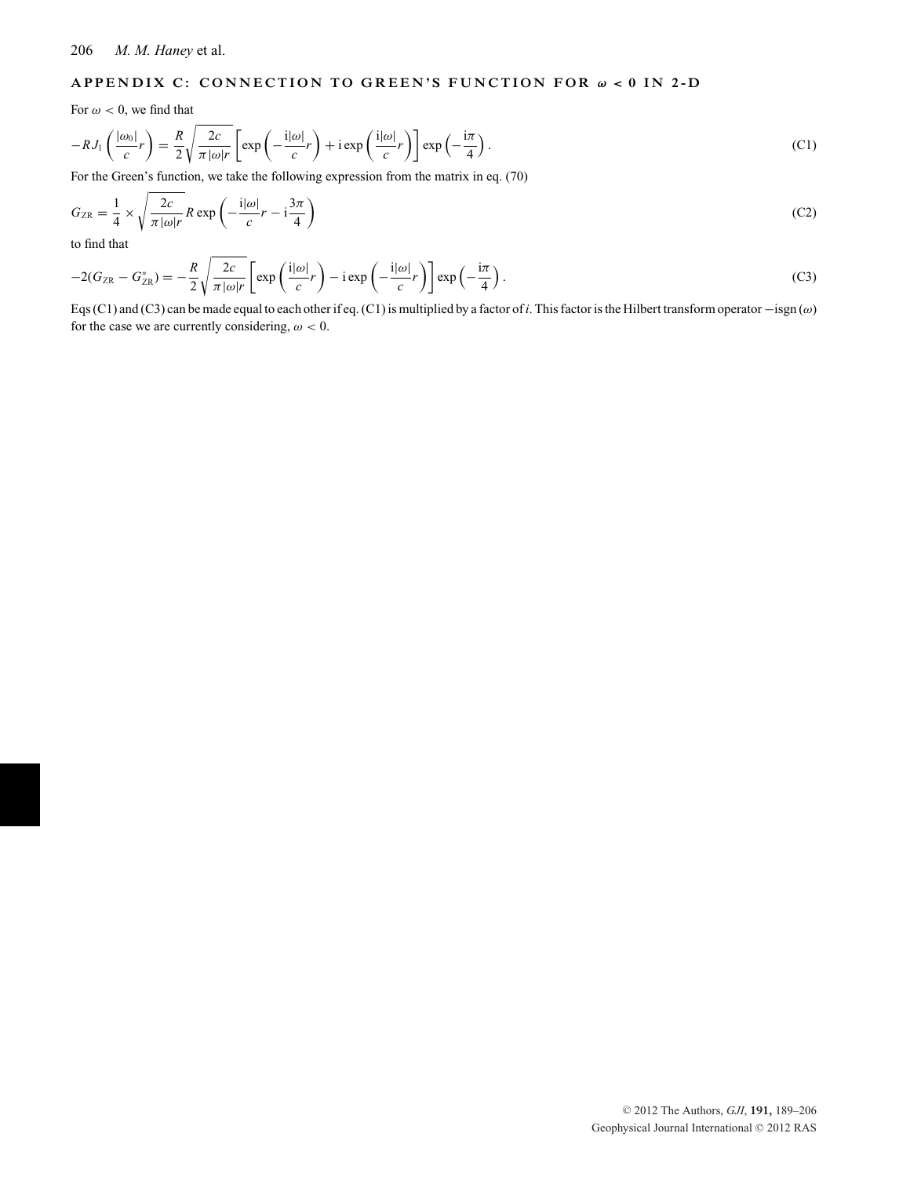## APPENDIX C: CONNECTION TO GREEN'S FUNCTION FOR $\omega < 0$ IN 2-D

For $\omega < 0$, we find that

$$-RJ_1\left(\frac{|\omega_0|}{c}r\right) = \frac{R}{2}\sqrt{\frac{2c}{\pi|\omega|r}}\left[\exp\left(-\frac{\mathrm{i}|\omega|}{c}r\right) + \mathrm{i}\exp\left(\frac{\mathrm{i}|\omega|}{c}r\right)\right]\exp\left(-\frac{\mathrm{i}\pi}{4}\right). \tag{C1}$$

For the Green's function, we take the following expression from the matrix in eq. (70)

$$G_{\mathrm{ZR}} = \frac{1}{4} \times \sqrt{\frac{2c}{\pi|\omega|r}}R\exp\left(-\frac{\mathrm{i}|\omega|}{c}r - \mathrm{i}\frac{3\pi}{4}\right) \tag{C2}$$

to find that

$$-2(G_{\mathrm{ZR}} - G^{*}_{\mathrm{ZR}}) = -\frac{R}{2}\sqrt{\frac{2c}{\pi|\omega|r}}\left[\exp\left(\frac{\mathrm{i}|\omega|}{c}r\right) - \mathrm{i}\exp\left(-\frac{\mathrm{i}|\omega|}{c}r\right)\right]\exp\left(-\frac{\mathrm{i}\pi}{4}\right). \tag{C3}$$

Eqs (C1) and (C3) can be made equal to each other if eq. (C1) is multiplied by a factor of $i$. This factor is the Hilbert transform operator $-\mathrm{i}\,\mathrm{sgn}(\omega)$ for the case we are currently considering, $\omega < 0$.